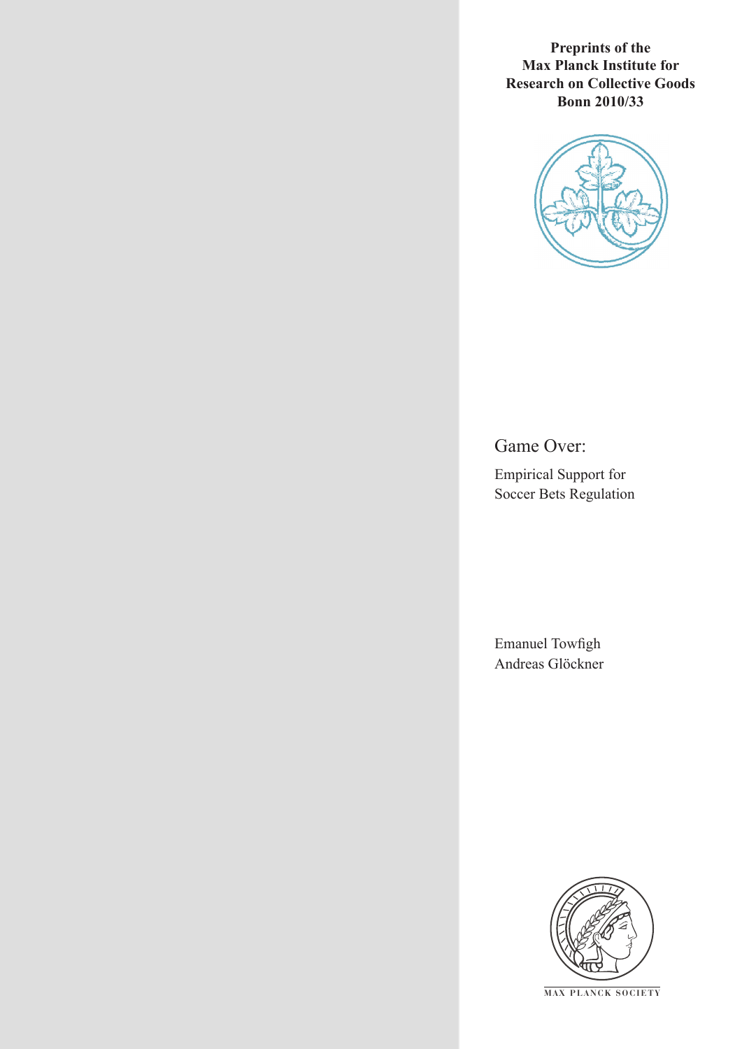**Preprints of the Max Planck Institute for Research on Collective Goods Bonn 2010/33**

# Game Over:

Empirical Support for Soccer Bets Regulation

Emanuel Towfigh
Andreas Glöckner

MAX PLANCK SOCIETY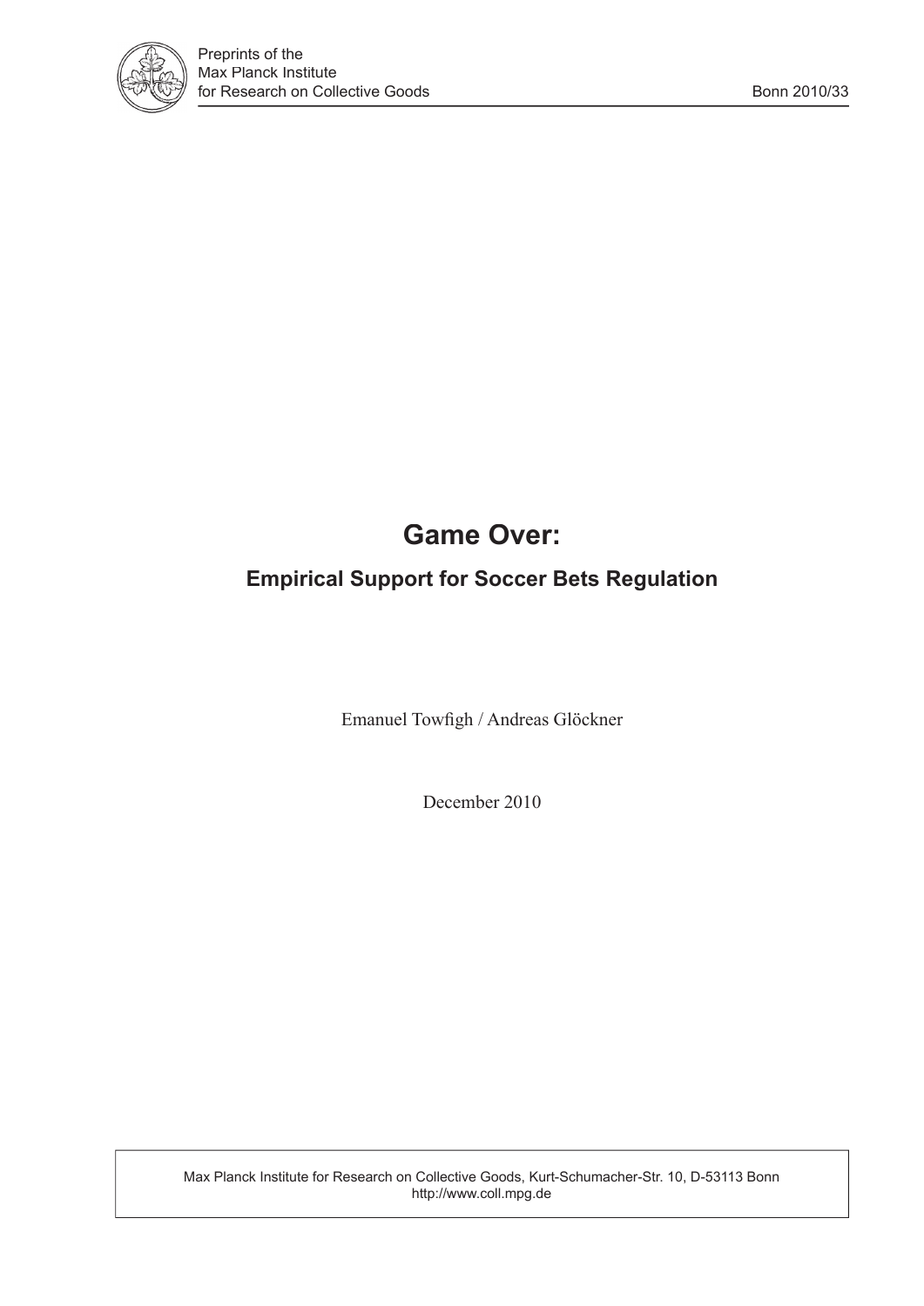# Game Over:

## Empirical Support for Soccer Bets Regulation

Emanuel Towfigh / Andreas Glöckner

December 2010

Max Planck Institute for Research on Collective Goods, Kurt-Schumacher-Str. 10, D-53113 Bonn
http://www.coll.mpg.de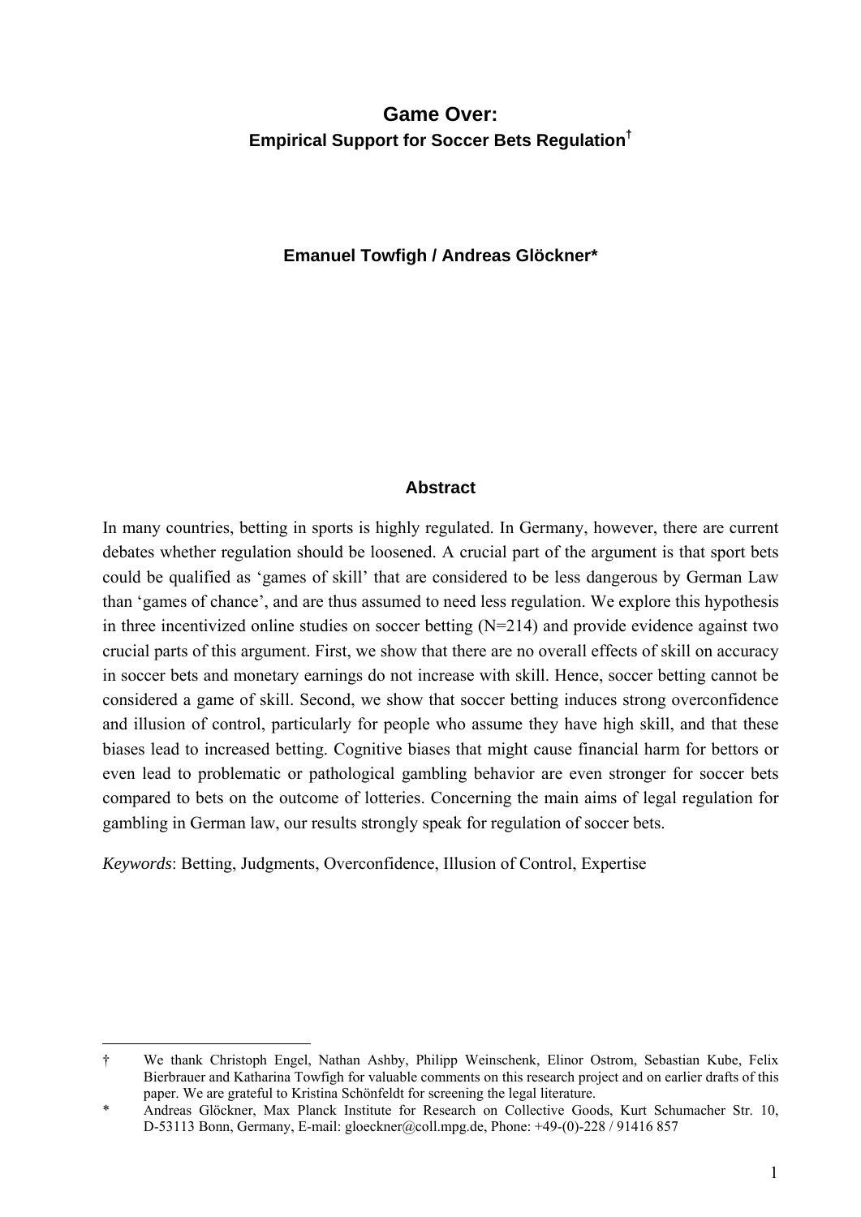# Game Over:

## Empirical Support for Soccer Bets Regulation[†]

**Emanuel Towfigh / Andreas Glöckner***

### Abstract

In many countries, betting in sports is highly regulated. In Germany, however, there are current debates whether regulation should be loosened. A crucial part of the argument is that sport bets could be qualified as 'games of skill' that are considered to be less dangerous by German Law than 'games of chance', and are thus assumed to need less regulation. We explore this hypothesis in three incentivized online studies on soccer betting (N=214) and provide evidence against two crucial parts of this argument. First, we show that there are no overall effects of skill on accuracy in soccer bets and monetary earnings do not increase with skill. Hence, soccer betting cannot be considered a game of skill. Second, we show that soccer betting induces strong overconfidence and illusion of control, particularly for people who assume they have high skill, and that these biases lead to increased betting. Cognitive biases that might cause financial harm for bettors or even lead to problematic or pathological gambling behavior are even stronger for soccer bets compared to bets on the outcome of lotteries. Concerning the main aims of legal regulation for gambling in German law, our results strongly speak for regulation of soccer bets.

*Keywords*: Betting, Judgments, Overconfidence, Illusion of Control, Expertise

---

† We thank Christoph Engel, Nathan Ashby, Philipp Weinschenk, Elinor Ostrom, Sebastian Kube, Felix Bierbrauer and Katharina Towfigh for valuable comments on this research project and on earlier drafts of this paper. We are grateful to Kristina Schönfeldt for screening the legal literature.

\* Andreas Glöckner, Max Planck Institute for Research on Collective Goods, Kurt Schumacher Str. 10, D-53113 Bonn, Germany, E-mail: gloeckner@coll.mpg.de, Phone: +49-(0)-228 / 91416 857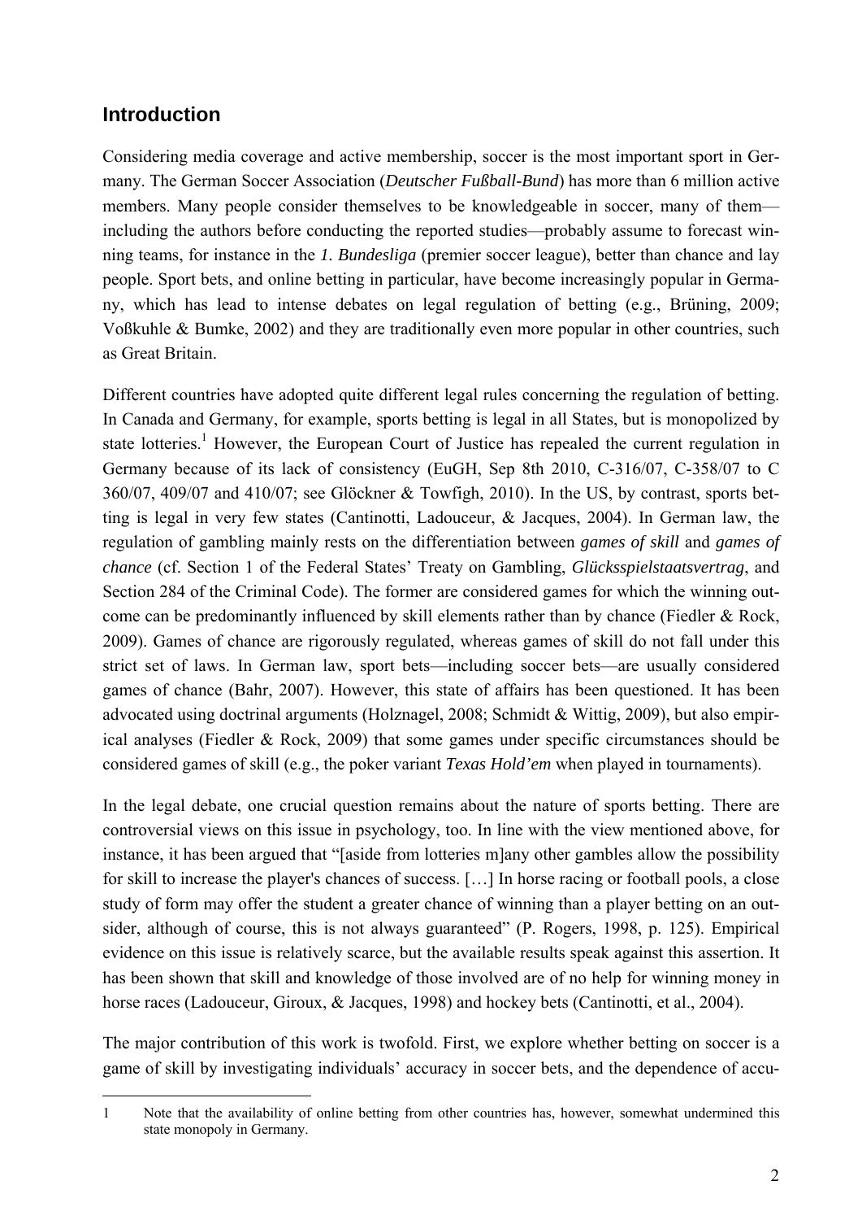## Introduction

Considering media coverage and active membership, soccer is the most important sport in Germany. The German Soccer Association (*Deutscher Fußball-Bund*) has more than 6 million active members. Many people consider themselves to be knowledgeable in soccer, many of them—including the authors before conducting the reported studies—probably assume to forecast winning teams, for instance in the *1. Bundesliga* (premier soccer league), better than chance and lay people. Sport bets, and online betting in particular, have become increasingly popular in Germany, which has lead to intense debates on legal regulation of betting (e.g., Brüning, 2009; Voßkuhle & Bumke, 2002) and they are traditionally even more popular in other countries, such as Great Britain.

Different countries have adopted quite different legal rules concerning the regulation of betting. In Canada and Germany, for example, sports betting is legal in all States, but is monopolized by state lotteries.[1] However, the European Court of Justice has repealed the current regulation in Germany because of its lack of consistency (EuGH, Sep 8th 2010, C-316/07, C-358/07 to C 360/07, 409/07 and 410/07; see Glöckner & Towfigh, 2010). In the US, by contrast, sports betting is legal in very few states (Cantinotti, Ladouceur, & Jacques, 2004). In German law, the regulation of gambling mainly rests on the differentiation between *games of skill* and *games of chance* (cf. Section 1 of the Federal States' Treaty on Gambling, *Glücksspielstaatsvertrag*, and Section 284 of the Criminal Code). The former are considered games for which the winning outcome can be predominantly influenced by skill elements rather than by chance (Fiedler & Rock, 2009). Games of chance are rigorously regulated, whereas games of skill do not fall under this strict set of laws. In German law, sport bets—including soccer bets—are usually considered games of chance (Bahr, 2007). However, this state of affairs has been questioned. It has been advocated using doctrinal arguments (Holznagel, 2008; Schmidt & Wittig, 2009), but also empirical analyses (Fiedler & Rock, 2009) that some games under specific circumstances should be considered games of skill (e.g., the poker variant *Texas Hold'em* when played in tournaments).

In the legal debate, one crucial question remains about the nature of sports betting. There are controversial views on this issue in psychology, too. In line with the view mentioned above, for instance, it has been argued that "[aside from lotteries m]any other gambles allow the possibility for skill to increase the player's chances of success. […] In horse racing or football pools, a close study of form may offer the student a greater chance of winning than a player betting on an outsider, although of course, this is not always guaranteed" (P. Rogers, 1998, p. 125). Empirical evidence on this issue is relatively scarce, but the available results speak against this assertion. It has been shown that skill and knowledge of those involved are of no help for winning money in horse races (Ladouceur, Giroux, & Jacques, 1998) and hockey bets (Cantinotti, et al., 2004).

The major contribution of this work is twofold. First, we explore whether betting on soccer is a game of skill by investigating individuals' accuracy in soccer bets, and the dependence of accu-

1 Note that the availability of online betting from other countries has, however, somewhat undermined this state monopoly in Germany.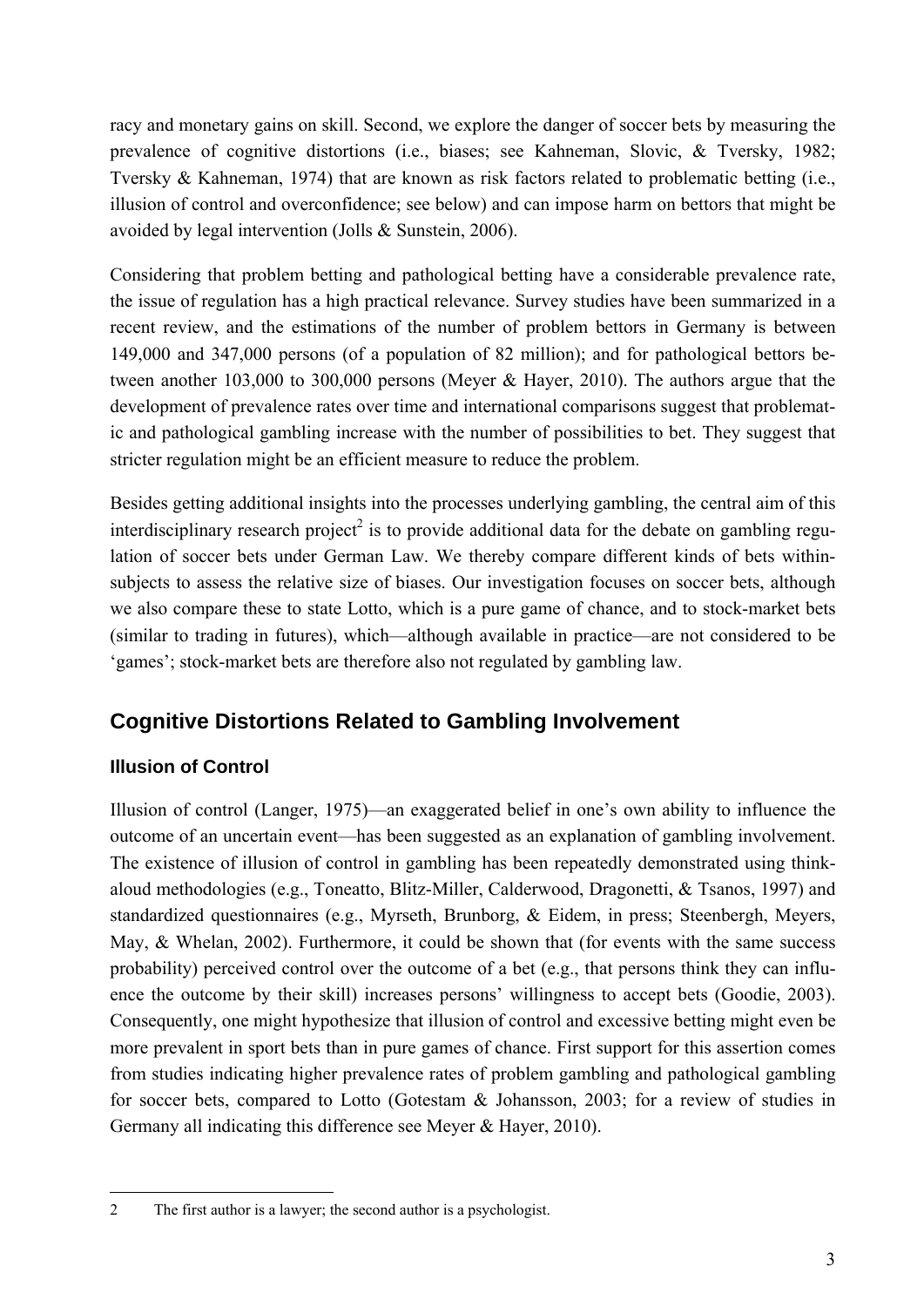racy and monetary gains on skill. Second, we explore the danger of soccer bets by measuring the prevalence of cognitive distortions (i.e., biases; see Kahneman, Slovic, & Tversky, 1982; Tversky & Kahneman, 1974) that are known as risk factors related to problematic betting (i.e., illusion of control and overconfidence; see below) and can impose harm on bettors that might be avoided by legal intervention (Jolls & Sunstein, 2006).

Considering that problem betting and pathological betting have a considerable prevalence rate, the issue of regulation has a high practical relevance. Survey studies have been summarized in a recent review, and the estimations of the number of problem bettors in Germany is between 149,000 and 347,000 persons (of a population of 82 million); and for pathological bettors between another 103,000 to 300,000 persons (Meyer & Hayer, 2010). The authors argue that the development of prevalence rates over time and international comparisons suggest that problematic and pathological gambling increase with the number of possibilities to bet. They suggest that stricter regulation might be an efficient measure to reduce the problem.

Besides getting additional insights into the processes underlying gambling, the central aim of this interdisciplinary research project[2] is to provide additional data for the debate on gambling regulation of soccer bets under German Law. We thereby compare different kinds of bets within-subjects to assess the relative size of biases. Our investigation focuses on soccer bets, although we also compare these to state Lotto, which is a pure game of chance, and to stock-market bets (similar to trading in futures), which—although available in practice—are not considered to be 'games'; stock-market bets are therefore also not regulated by gambling law.

## Cognitive Distortions Related to Gambling Involvement

### Illusion of Control

Illusion of control (Langer, 1975)—an exaggerated belief in one's own ability to influence the outcome of an uncertain event—has been suggested as an explanation of gambling involvement. The existence of illusion of control in gambling has been repeatedly demonstrated using think-aloud methodologies (e.g., Toneatto, Blitz-Miller, Calderwood, Dragonetti, & Tsanos, 1997) and standardized questionnaires (e.g., Myrseth, Brunborg, & Eidem, in press; Steenbergh, Meyers, May, & Whelan, 2002). Furthermore, it could be shown that (for events with the same success probability) perceived control over the outcome of a bet (e.g., that persons think they can influence the outcome by their skill) increases persons' willingness to accept bets (Goodie, 2003). Consequently, one might hypothesize that illusion of control and excessive betting might even be more prevalent in sport bets than in pure games of chance. First support for this assertion comes from studies indicating higher prevalence rates of problem gambling and pathological gambling for soccer bets, compared to Lotto (Gotestam & Johansson, 2003; for a review of studies in Germany all indicating this difference see Meyer & Hayer, 2010).

---

[2] The first author is a lawyer; the second author is a psychologist.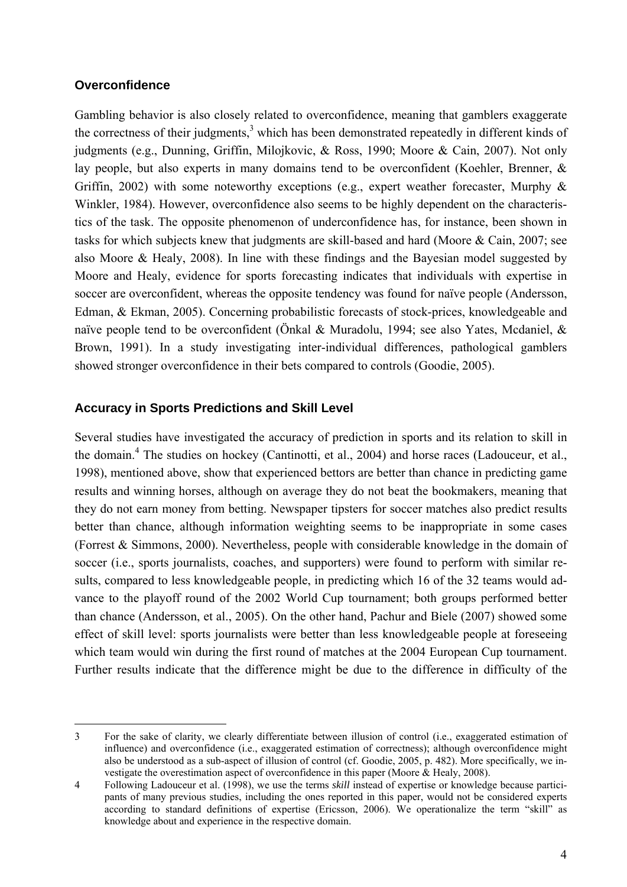## Overconfidence

Gambling behavior is also closely related to overconfidence, meaning that gamblers exaggerate the correctness of their judgments,[3] which has been demonstrated repeatedly in different kinds of judgments (e.g., Dunning, Griffin, Milojkovic, & Ross, 1990; Moore & Cain, 2007). Not only lay people, but also experts in many domains tend to be overconfident (Koehler, Brenner, & Griffin, 2002) with some noteworthy exceptions (e.g., expert weather forecaster, Murphy & Winkler, 1984). However, overconfidence also seems to be highly dependent on the characteristics of the task. The opposite phenomenon of underconfidence has, for instance, been shown in tasks for which subjects knew that judgments are skill-based and hard (Moore & Cain, 2007; see also Moore & Healy, 2008). In line with these findings and the Bayesian model suggested by Moore and Healy, evidence for sports forecasting indicates that individuals with expertise in soccer are overconfident, whereas the opposite tendency was found for naïve people (Andersson, Edman, & Ekman, 2005). Concerning probabilistic forecasts of stock-prices, knowledgeable and naïve people tend to be overconfident (Önkal & Muradolu, 1994; see also Yates, Mcdaniel, & Brown, 1991). In a study investigating inter-individual differences, pathological gamblers showed stronger overconfidence in their bets compared to controls (Goodie, 2005).

## Accuracy in Sports Predictions and Skill Level

Several studies have investigated the accuracy of prediction in sports and its relation to skill in the domain.[4] The studies on hockey (Cantinotti, et al., 2004) and horse races (Ladouceur, et al., 1998), mentioned above, show that experienced bettors are better than chance in predicting game results and winning horses, although on average they do not beat the bookmakers, meaning that they do not earn money from betting. Newspaper tipsters for soccer matches also predict results better than chance, although information weighting seems to be inappropriate in some cases (Forrest & Simmons, 2000). Nevertheless, people with considerable knowledge in the domain of soccer (i.e., sports journalists, coaches, and supporters) were found to perform with similar results, compared to less knowledgeable people, in predicting which 16 of the 32 teams would advance to the playoff round of the 2002 World Cup tournament; both groups performed better than chance (Andersson, et al., 2005). On the other hand, Pachur and Biele (2007) showed some effect of skill level: sports journalists were better than less knowledgeable people at foreseeing which team would win during the first round of matches at the 2004 European Cup tournament. Further results indicate that the difference might be due to the difference in difficulty of the

---

3 For the sake of clarity, we clearly differentiate between illusion of control (i.e., exaggerated estimation of influence) and overconfidence (i.e., exaggerated estimation of correctness); although overconfidence might also be understood as a sub-aspect of illusion of control (cf. Goodie, 2005, p. 482). More specifically, we investigate the overestimation aspect of overconfidence in this paper (Moore & Healy, 2008).

4 Following Ladouceur et al. (1998), we use the terms *skill* instead of expertise or knowledge because participants of many previous studies, including the ones reported in this paper, would not be considered experts according to standard definitions of expertise (Ericsson, 2006). We operationalize the term "skill" as knowledge about and experience in the respective domain.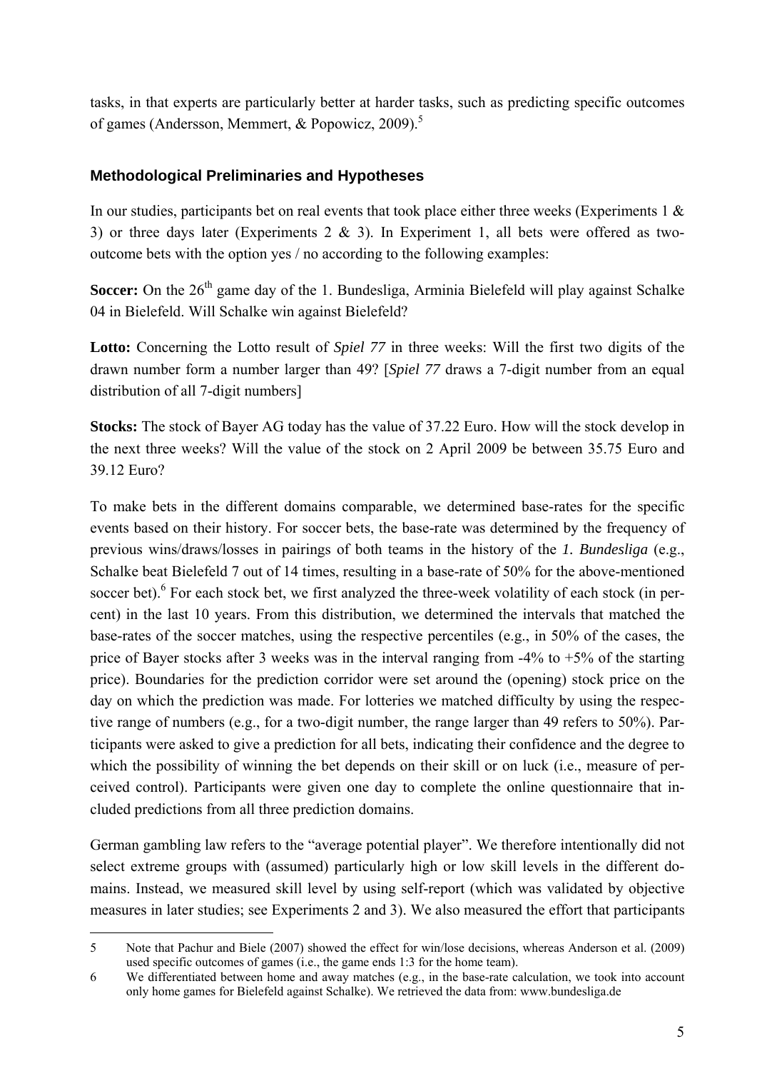tasks, in that experts are particularly better at harder tasks, such as predicting specific outcomes of games (Andersson, Memmert, & Popowicz, 2009).[5]

### Methodological Preliminaries and Hypotheses

In our studies, participants bet on real events that took place either three weeks (Experiments 1 & 3) or three days later (Experiments 2 & 3). In Experiment 1, all bets were offered as two-outcome bets with the option yes / no according to the following examples:

**Soccer:** On the 26th game day of the 1. Bundesliga, Arminia Bielefeld will play against Schalke 04 in Bielefeld. Will Schalke win against Bielefeld?

**Lotto:** Concerning the Lotto result of *Spiel 77* in three weeks: Will the first two digits of the drawn number form a number larger than 49? [*Spiel 77* draws a 7-digit number from an equal distribution of all 7-digit numbers]

**Stocks:** The stock of Bayer AG today has the value of 37.22 Euro. How will the stock develop in the next three weeks? Will the value of the stock on 2 April 2009 be between 35.75 Euro and 39.12 Euro?

To make bets in the different domains comparable, we determined base-rates for the specific events based on their history. For soccer bets, the base-rate was determined by the frequency of previous wins/draws/losses in pairings of both teams in the history of the *1. Bundesliga* (e.g., Schalke beat Bielefeld 7 out of 14 times, resulting in a base-rate of 50% for the above-mentioned soccer bet).[6] For each stock bet, we first analyzed the three-week volatility of each stock (in percent) in the last 10 years. From this distribution, we determined the intervals that matched the base-rates of the soccer matches, using the respective percentiles (e.g., in 50% of the cases, the price of Bayer stocks after 3 weeks was in the interval ranging from -4% to +5% of the starting price). Boundaries for the prediction corridor were set around the (opening) stock price on the day on which the prediction was made. For lotteries we matched difficulty by using the respective range of numbers (e.g., for a two-digit number, the range larger than 49 refers to 50%). Participants were asked to give a prediction for all bets, indicating their confidence and the degree to which the possibility of winning the bet depends on their skill or on luck (i.e., measure of perceived control). Participants were given one day to complete the online questionnaire that included predictions from all three prediction domains.

German gambling law refers to the "average potential player". We therefore intentionally did not select extreme groups with (assumed) particularly high or low skill levels in the different domains. Instead, we measured skill level by using self-report (which was validated by objective measures in later studies; see Experiments 2 and 3). We also measured the effort that participants

---

5 Note that Pachur and Biele (2007) showed the effect for win/lose decisions, whereas Anderson et al. (2009) used specific outcomes of games (i.e., the game ends 1:3 for the home team).

6 We differentiated between home and away matches (e.g., in the base-rate calculation, we took into account only home games for Bielefeld against Schalke). We retrieved the data from: www.bundesliga.de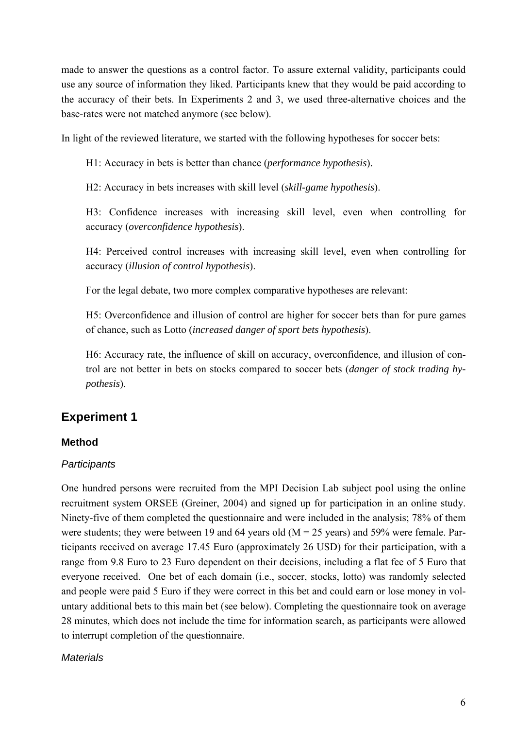made to answer the questions as a control factor. To assure external validity, participants could use any source of information they liked. Participants knew that they would be paid according to the accuracy of their bets. In Experiments 2 and 3, we used three-alternative choices and the base-rates were not matched anymore (see below).

In light of the reviewed literature, we started with the following hypotheses for soccer bets:

H1: Accuracy in bets is better than chance (*performance hypothesis*).

H2: Accuracy in bets increases with skill level (*skill-game hypothesis*).

H3: Confidence increases with increasing skill level, even when controlling for accuracy (*overconfidence hypothesis*).

H4: Perceived control increases with increasing skill level, even when controlling for accuracy (*illusion of control hypothesis*).

For the legal debate, two more complex comparative hypotheses are relevant:

H5: Overconfidence and illusion of control are higher for soccer bets than for pure games of chance, such as Lotto (*increased danger of sport bets hypothesis*).

H6: Accuracy rate, the influence of skill on accuracy, overconfidence, and illusion of control are not better in bets on stocks compared to soccer bets (*danger of stock trading hypothesis*).

## Experiment 1

### Method

#### *Participants*

One hundred persons were recruited from the MPI Decision Lab subject pool using the online recruitment system ORSEE (Greiner, 2004) and signed up for participation in an online study. Ninety-five of them completed the questionnaire and were included in the analysis; 78% of them were students; they were between 19 and 64 years old (M = 25 years) and 59% were female. Participants received on average 17.45 Euro (approximately 26 USD) for their participation, with a range from 9.8 Euro to 23 Euro dependent on their decisions, including a flat fee of 5 Euro that everyone received. One bet of each domain (i.e., soccer, stocks, lotto) was randomly selected and people were paid 5 Euro if they were correct in this bet and could earn or lose money in voluntary additional bets to this main bet (see below). Completing the questionnaire took on average 28 minutes, which does not include the time for information search, as participants were allowed to interrupt completion of the questionnaire.

#### *Materials*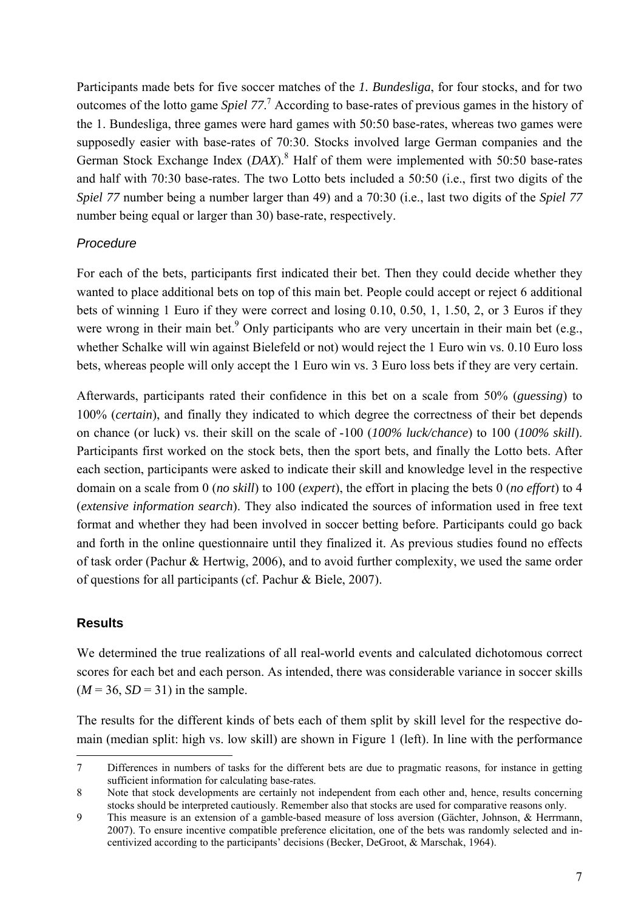Participants made bets for five soccer matches of the *1. Bundesliga*, for four stocks, and for two outcomes of the lotto game *Spiel 77*.[7] According to base-rates of previous games in the history of the 1. Bundesliga, three games were hard games with 50:50 base-rates, whereas two games were supposedly easier with base-rates of 70:30. Stocks involved large German companies and the German Stock Exchange Index (*DAX*).[8] Half of them were implemented with 50:50 base-rates and half with 70:30 base-rates. The two Lotto bets included a 50:50 (i.e., first two digits of the *Spiel 77* number being a number larger than 49) and a 70:30 (i.e., last two digits of the *Spiel 77* number being equal or larger than 30) base-rate, respectively.

### *Procedure*

For each of the bets, participants first indicated their bet. Then they could decide whether they wanted to place additional bets on top of this main bet. People could accept or reject 6 additional bets of winning 1 Euro if they were correct and losing 0.10, 0.50, 1, 1.50, 2, or 3 Euros if they were wrong in their main bet.[9] Only participants who are very uncertain in their main bet (e.g., whether Schalke will win against Bielefeld or not) would reject the 1 Euro win vs. 0.10 Euro loss bets, whereas people will only accept the 1 Euro win vs. 3 Euro loss bets if they are very certain.

Afterwards, participants rated their confidence in this bet on a scale from 50% (*guessing*) to 100% (*certain*), and finally they indicated to which degree the correctness of their bet depends on chance (or luck) vs. their skill on the scale of -100 (*100% luck/chance*) to 100 (*100% skill*). Participants first worked on the stock bets, then the sport bets, and finally the Lotto bets. After each section, participants were asked to indicate their skill and knowledge level in the respective domain on a scale from 0 (*no skill*) to 100 (*expert*), the effort in placing the bets 0 (*no effort*) to 4 (*extensive information search*). They also indicated the sources of information used in free text format and whether they had been involved in soccer betting before. Participants could go back and forth in the online questionnaire until they finalized it. As previous studies found no effects of task order (Pachur & Hertwig, 2006), and to avoid further complexity, we used the same order of questions for all participants (cf. Pachur & Biele, 2007).

## **Results**

We determined the true realizations of all real-world events and calculated dichotomous correct scores for each bet and each person. As intended, there was considerable variance in soccer skills ($M$ = 36, $SD$ = 31) in the sample.

The results for the different kinds of bets each of them split by skill level for the respective domain (median split: high vs. low skill) are shown in Figure 1 (left). In line with the performance

---

7 Differences in numbers of tasks for the different bets are due to pragmatic reasons, for instance in getting sufficient information for calculating base-rates.

8 Note that stock developments are certainly not independent from each other and, hence, results concerning stocks should be interpreted cautiously. Remember also that stocks are used for comparative reasons only.

9 This measure is an extension of a gamble-based measure of loss aversion (Gächter, Johnson, & Herrmann, 2007). To ensure incentive compatible preference elicitation, one of the bets was randomly selected and incentivized according to the participants' decisions (Becker, DeGroot, & Marschak, 1964).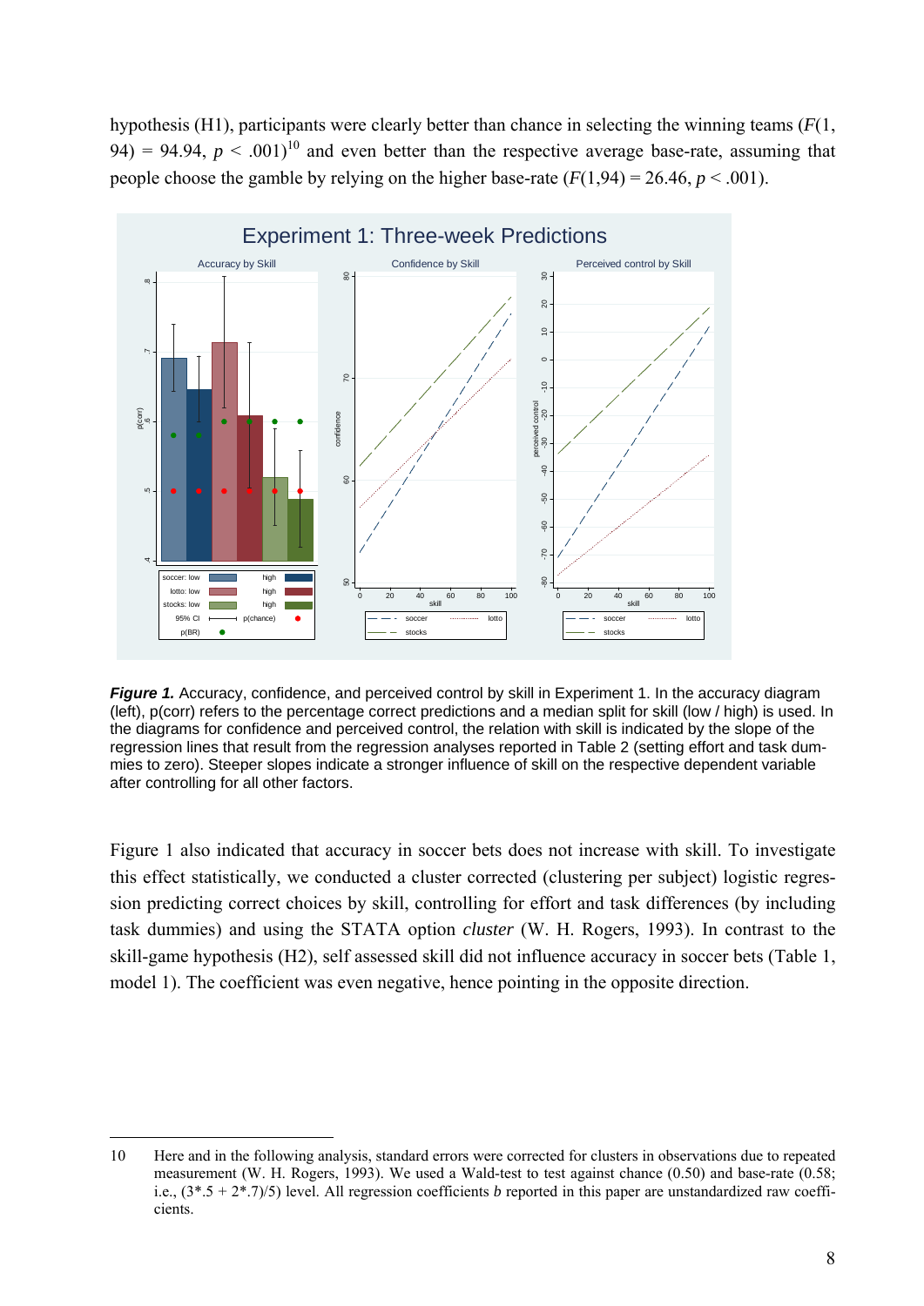hypothesis (H1), participants were clearly better than chance in selecting the winning teams ($F(1, 94) = 94.94$, $p < .001$)[10] and even better than the respective average base-rate, assuming that people choose the gamble by relying on the higher base-rate ($F(1,94) = 26.46$, $p < .001$).

***Figure 1.*** Accuracy, confidence, and perceived control by skill in Experiment 1. In the accuracy diagram (left), p(corr) refers to the percentage correct predictions and a median split for skill (low / high) is used. In the diagrams for confidence and perceived control, the relation with skill is indicated by the slope of the regression lines that result from the regression analyses reported in Table 2 (setting effort and task dummies to zero). Steeper slopes indicate a stronger influence of skill on the respective dependent variable after controlling for all other factors.

Figure 1 also indicated that accuracy in soccer bets does not increase with skill. To investigate this effect statistically, we conducted a cluster corrected (clustering per subject) logistic regression predicting correct choices by skill, controlling for effort and task differences (by including task dummies) and using the STATA option *cluster* (W. H. Rogers, 1993). In contrast to the skill-game hypothesis (H2), self assessed skill did not influence accuracy in soccer bets (Table 1, model 1). The coefficient was even negative, hence pointing in the opposite direction.

---

10 Here and in the following analysis, standard errors were corrected for clusters in observations due to repeated measurement (W. H. Rogers, 1993). We used a Wald-test to test against chance (0.50) and base-rate (0.58; i.e., (3*.5 + 2*.7)/5) level. All regression coefficients *b* reported in this paper are unstandardized raw coefficients.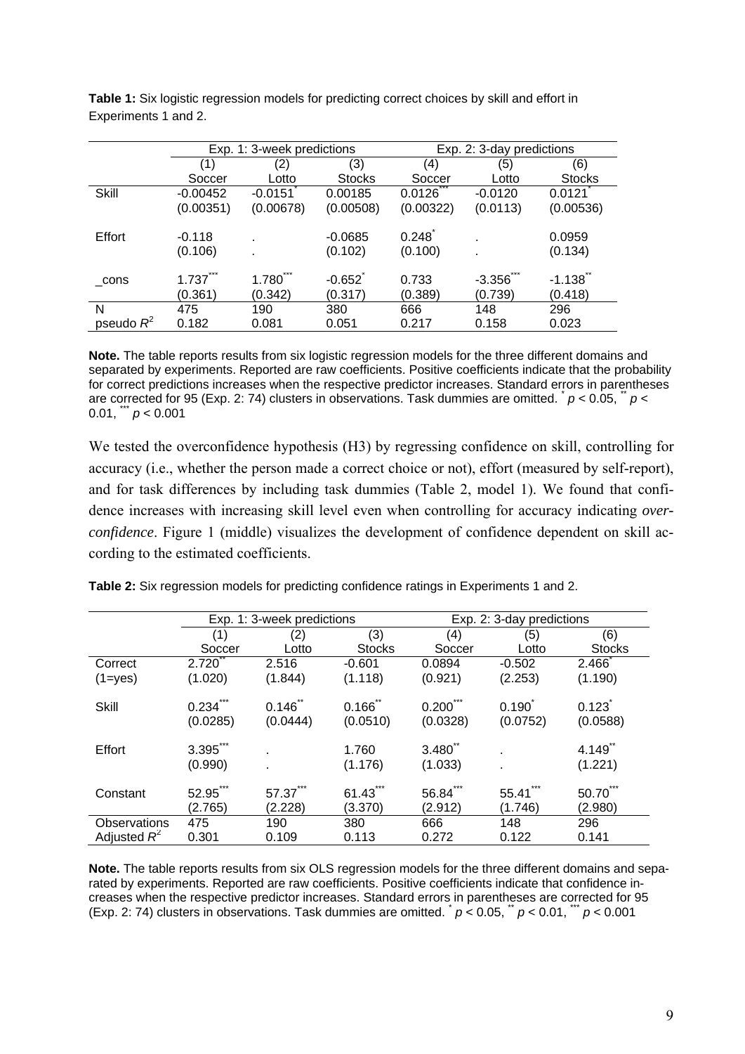**Table 1:** Six logistic regression models for predicting correct choices by skill and effort in Experiments 1 and 2.

| | Exp. 1: 3-week predictions | | | Exp. 2: 3-day predictions | | |
|---|---|---|---|---|---|---|
| | (1) | (2) | (3) | (4) | (5) | (6) |
| | Soccer | Lotto | Stocks | Soccer | Lotto | Stocks |
| Skill | -0.00452 | -0.0151$^{*}$ | 0.00185 | 0.0126$^{***}$ | -0.0120 | 0.0121$^{*}$ |
| | (0.00351) | (0.00678) | (0.00508) | (0.00322) | (0.0113) | (0.00536) |
| Effort | -0.118 | . | -0.0685 | 0.248$^{*}$ | . | 0.0959 |
| | (0.106) | . | (0.102) | (0.100) | . | (0.134) |
| _cons | 1.737$^{***}$ | 1.780$^{***}$ | -0.652$^{*}$ | 0.733 | -3.356$^{***}$ | -1.138$^{**}$ |
| | (0.361) | (0.342) | (0.317) | (0.389) | (0.739) | (0.418) |
| N | 475 | 190 | 380 | 666 | 148 | 296 |
| pseudo $R^2$ | 0.182 | 0.081 | 0.051 | 0.217 | 0.158 | 0.023 |

**Note.** The table reports results from six logistic regression models for the three different domains and separated by experiments. Reported are raw coefficients. Positive coefficients indicate that the probability for correct predictions increases when the respective predictor increases. Standard errors in parentheses are corrected for 95 (Exp. 2: 74) clusters in observations. Task dummies are omitted. $^{*}$ $p < 0.05$, $^{**}$ $p < 0.01$, $^{***}$ $p < 0.001$

We tested the overconfidence hypothesis (H3) by regressing confidence on skill, controlling for accuracy (i.e., whether the person made a correct choice or not), effort (measured by self-report), and for task differences by including task dummies (Table 2, model 1). We found that confidence increases with increasing skill level even when controlling for accuracy indicating *overconfidence*. Figure 1 (middle) visualizes the development of confidence dependent on skill according to the estimated coefficients.

**Table 2:** Six regression models for predicting confidence ratings in Experiments 1 and 2.

| | Exp. 1: 3-week predictions | | | Exp. 2: 3-day predictions | | |
|---|---|---|---|---|---|---|
| | (1) | (2) | (3) | (4) | (5) | (6) |
| | Soccer | Lotto | Stocks | Soccer | Lotto | Stocks |
| Correct | 2.720$^{**}$ | 2.516 | -0.601 | 0.0894 | -0.502 | 2.466$^{*}$ |
| (1=yes) | (1.020) | (1.844) | (1.118) | (0.921) | (2.253) | (1.190) |
| Skill | 0.234$^{***}$ | 0.146$^{**}$ | 0.166$^{**}$ | 0.200$^{***}$ | 0.190$^{*}$ | 0.123$^{*}$ |
| | (0.0285) | (0.0444) | (0.0510) | (0.0328) | (0.0752) | (0.0588) |
| Effort | 3.395$^{***}$ | . | 1.760 | 3.480$^{**}$ | . | 4.149$^{**}$ |
| | (0.990) | . | (1.176) | (1.033) | . | (1.221) |
| Constant | 52.95$^{***}$ | 57.37$^{***}$ | 61.43$^{***}$ | 56.84$^{***}$ | 55.41$^{***}$ | 50.70$^{***}$ |
| | (2.765) | (2.228) | (3.370) | (2.912) | (1.746) | (2.980) |
| Observations | 475 | 190 | 380 | 666 | 148 | 296 |
| Adjusted $R^2$ | 0.301 | 0.109 | 0.113 | 0.272 | 0.122 | 0.141 |

**Note.** The table reports results from six OLS regression models for the three different domains and separated by experiments. Reported are raw coefficients. Positive coefficients indicate that confidence increases when the respective predictor increases. Standard errors in parentheses are corrected for 95 (Exp. 2: 74) clusters in observations. Task dummies are omitted. $^{*}$ $p < 0.05$, $^{**}$ $p < 0.01$, $^{***}$ $p < 0.001$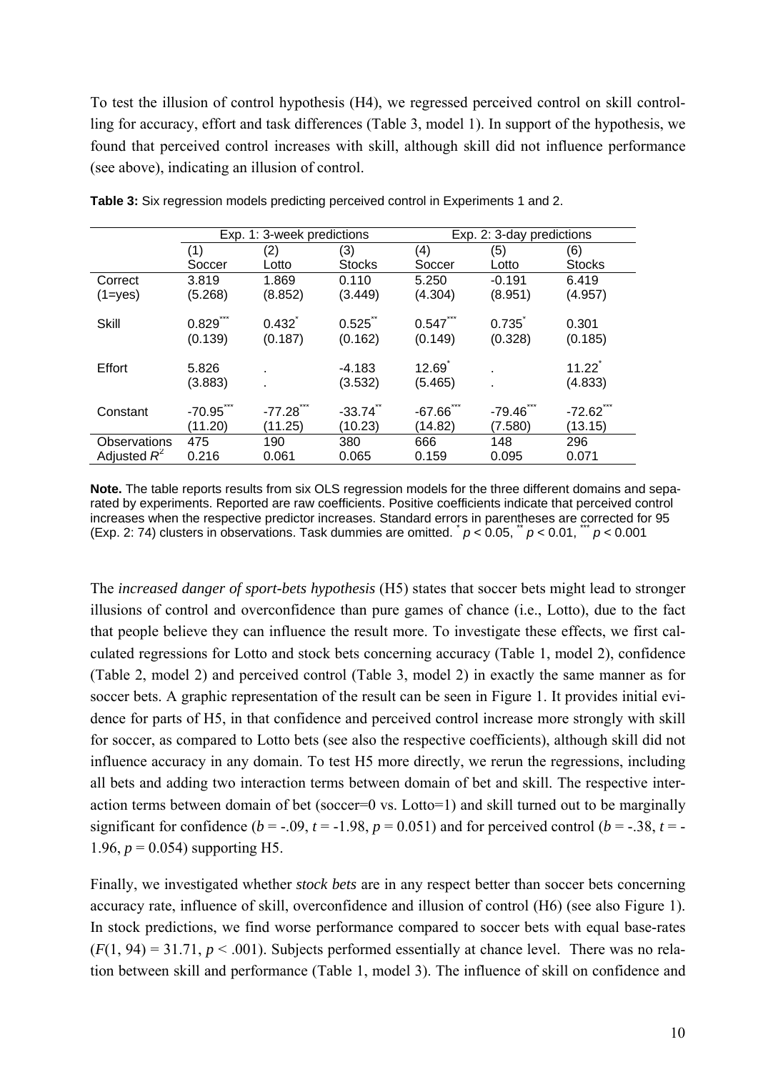To test the illusion of control hypothesis (H4), we regressed perceived control on skill controlling for accuracy, effort and task differences (Table 3, model 1). In support of the hypothesis, we found that perceived control increases with skill, although skill did not influence performance (see above), indicating an illusion of control.

**Table 3:** Six regression models predicting perceived control in Experiments 1 and 2.

| | Exp. 1: 3-week predictions | | | Exp. 2: 3-day predictions | | |
|---|---|---|---|---|---|---|
| | (1) Soccer | (2) Lotto | (3) Stocks | (4) Soccer | (5) Lotto | (6) Stocks |
| Correct (1=yes) | 3.819 (5.268) | 1.869 (8.852) | 0.110 (3.449) | 5.250 (4.304) | -0.191 (8.951) | 6.419 (4.957) |
| Skill | $0.829^{***}$ (0.139) | $0.432^{*}$ (0.187) | $0.525^{**}$ (0.162) | $0.547^{***}$ (0.149) | $0.735^{*}$ (0.328) | 0.301 (0.185) |
| Effort | 5.826 (3.883) | . . | -4.183 (3.532) | $12.69^{*}$ (5.465) | . . | $11.22^{*}$ (4.833) |
| Constant | $-70.95^{***}$ (11.20) | $-77.28^{***}$ (11.25) | $-33.74^{**}$ (10.23) | $-67.66^{***}$ (14.82) | $-79.46^{***}$ (7.580) | $-72.62^{***}$ (13.15) |
| Observations | 475 | 190 | 380 | 666 | 148 | 296 |
| Adjusted $R^2$ | 0.216 | 0.061 | 0.065 | 0.159 | 0.095 | 0.071 |

**Note.** The table reports results from six OLS regression models for the three different domains and separated by experiments. Reported are raw coefficients. Positive coefficients indicate that perceived control increases when the respective predictor increases. Standard errors in parentheses are corrected for 95 (Exp. 2: 74) clusters in observations. Task dummies are omitted. $^{*}$ $p < 0.05$, $^{**}$ $p < 0.01$, $^{***}$ $p < 0.001$

The *increased danger of sport-bets hypothesis* (H5) states that soccer bets might lead to stronger illusions of control and overconfidence than pure games of chance (i.e., Lotto), due to the fact that people believe they can influence the result more. To investigate these effects, we first calculated regressions for Lotto and stock bets concerning accuracy (Table 1, model 2), confidence (Table 2, model 2) and perceived control (Table 3, model 2) in exactly the same manner as for soccer bets. A graphic representation of the result can be seen in Figure 1. It provides initial evidence for parts of H5, in that confidence and perceived control increase more strongly with skill for soccer, as compared to Lotto bets (see also the respective coefficients), although skill did not influence accuracy in any domain. To test H5 more directly, we rerun the regressions, including all bets and adding two interaction terms between domain of bet and skill. The respective interaction terms between domain of bet (soccer=0 vs. Lotto=1) and skill turned out to be marginally significant for confidence ($b = -.09$, $t = -1.98$, $p = 0.051$) and for perceived control ($b = -.38$, $t = -1.96$, $p = 0.054$) supporting H5.

Finally, we investigated whether *stock bets* are in any respect better than soccer bets concerning accuracy rate, influence of skill, overconfidence and illusion of control (H6) (see also Figure 1). In stock predictions, we find worse performance compared to soccer bets with equal base-rates ($F(1, 94) = 31.71$, $p < .001$). Subjects performed essentially at chance level. There was no relation between skill and performance (Table 1, model 3). The influence of skill on confidence and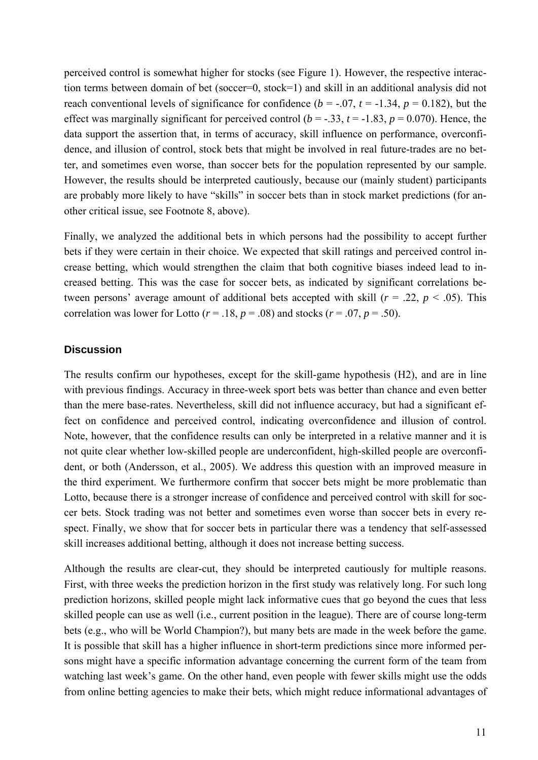perceived control is somewhat higher for stocks (see Figure 1). However, the respective interaction terms between domain of bet (soccer=0, stock=1) and skill in an additional analysis did not reach conventional levels of significance for confidence ($b$ = -.07, $t$ = -1.34, $p$ = 0.182), but the effect was marginally significant for perceived control ($b$ = -.33, $t$ = -1.83, $p$ = 0.070). Hence, the data support the assertion that, in terms of accuracy, skill influence on performance, overconfidence, and illusion of control, stock bets that might be involved in real future-trades are no better, and sometimes even worse, than soccer bets for the population represented by our sample. However, the results should be interpreted cautiously, because our (mainly student) participants are probably more likely to have "skills" in soccer bets than in stock market predictions (for another critical issue, see Footnote 8, above).

Finally, we analyzed the additional bets in which persons had the possibility to accept further bets if they were certain in their choice. We expected that skill ratings and perceived control increase betting, which would strengthen the claim that both cognitive biases indeed lead to increased betting. This was the case for soccer bets, as indicated by significant correlations between persons' average amount of additional bets accepted with skill ($r$ = .22, $p$ < .05). This correlation was lower for Lotto ($r$ = .18, $p$ = .08) and stocks ($r$ = .07, $p$ = .50).

## Discussion

The results confirm our hypotheses, except for the skill-game hypothesis (H2), and are in line with previous findings. Accuracy in three-week sport bets was better than chance and even better than the mere base-rates. Nevertheless, skill did not influence accuracy, but had a significant effect on confidence and perceived control, indicating overconfidence and illusion of control. Note, however, that the confidence results can only be interpreted in a relative manner and it is not quite clear whether low-skilled people are underconfident, high-skilled people are overconfident, or both (Andersson, et al., 2005). We address this question with an improved measure in the third experiment. We furthermore confirm that soccer bets might be more problematic than Lotto, because there is a stronger increase of confidence and perceived control with skill for soccer bets. Stock trading was not better and sometimes even worse than soccer bets in every respect. Finally, we show that for soccer bets in particular there was a tendency that self-assessed skill increases additional betting, although it does not increase betting success.

Although the results are clear-cut, they should be interpreted cautiously for multiple reasons. First, with three weeks the prediction horizon in the first study was relatively long. For such long prediction horizons, skilled people might lack informative cues that go beyond the cues that less skilled people can use as well (i.e., current position in the league). There are of course long-term bets (e.g., who will be World Champion?), but many bets are made in the week before the game. It is possible that skill has a higher influence in short-term predictions since more informed persons might have a specific information advantage concerning the current form of the team from watching last week's game. On the other hand, even people with fewer skills might use the odds from online betting agencies to make their bets, which might reduce informational advantages of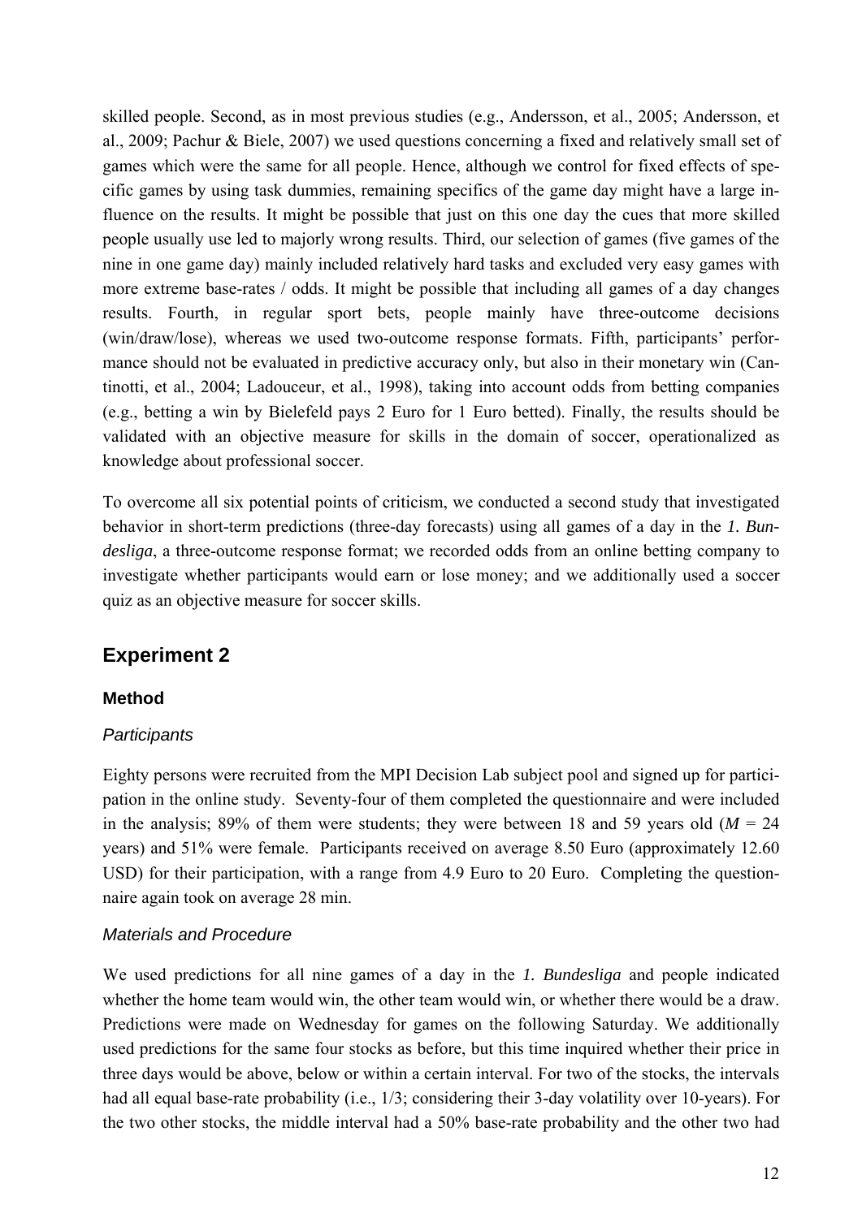skilled people. Second, as in most previous studies (e.g., Andersson, et al., 2005; Andersson, et al., 2009; Pachur & Biele, 2007) we used questions concerning a fixed and relatively small set of games which were the same for all people. Hence, although we control for fixed effects of specific games by using task dummies, remaining specifics of the game day might have a large influence on the results. It might be possible that just on this one day the cues that more skilled people usually use led to majorly wrong results. Third, our selection of games (five games of the nine in one game day) mainly included relatively hard tasks and excluded very easy games with more extreme base-rates / odds. It might be possible that including all games of a day changes results. Fourth, in regular sport bets, people mainly have three-outcome decisions (win/draw/lose), whereas we used two-outcome response formats. Fifth, participants' performance should not be evaluated in predictive accuracy only, but also in their monetary win (Cantinotti, et al., 2004; Ladouceur, et al., 1998), taking into account odds from betting companies (e.g., betting a win by Bielefeld pays 2 Euro for 1 Euro betted). Finally, the results should be validated with an objective measure for skills in the domain of soccer, operationalized as knowledge about professional soccer.

To overcome all six potential points of criticism, we conducted a second study that investigated behavior in short-term predictions (three-day forecasts) using all games of a day in the *1. Bundesliga*, a three-outcome response format; we recorded odds from an online betting company to investigate whether participants would earn or lose money; and we additionally used a soccer quiz as an objective measure for soccer skills.

## Experiment 2

### Method

#### *Participants*

Eighty persons were recruited from the MPI Decision Lab subject pool and signed up for participation in the online study. Seventy-four of them completed the questionnaire and were included in the analysis; 89% of them were students; they were between 18 and 59 years old ($M$ = 24 years) and 51% were female. Participants received on average 8.50 Euro (approximately 12.60 USD) for their participation, with a range from 4.9 Euro to 20 Euro. Completing the questionnaire again took on average 28 min.

#### *Materials and Procedure*

We used predictions for all nine games of a day in the *1. Bundesliga* and people indicated whether the home team would win, the other team would win, or whether there would be a draw. Predictions were made on Wednesday for games on the following Saturday. We additionally used predictions for the same four stocks as before, but this time inquired whether their price in three days would be above, below or within a certain interval. For two of the stocks, the intervals had all equal base-rate probability (i.e., 1/3; considering their 3-day volatility over 10-years). For the two other stocks, the middle interval had a 50% base-rate probability and the other two had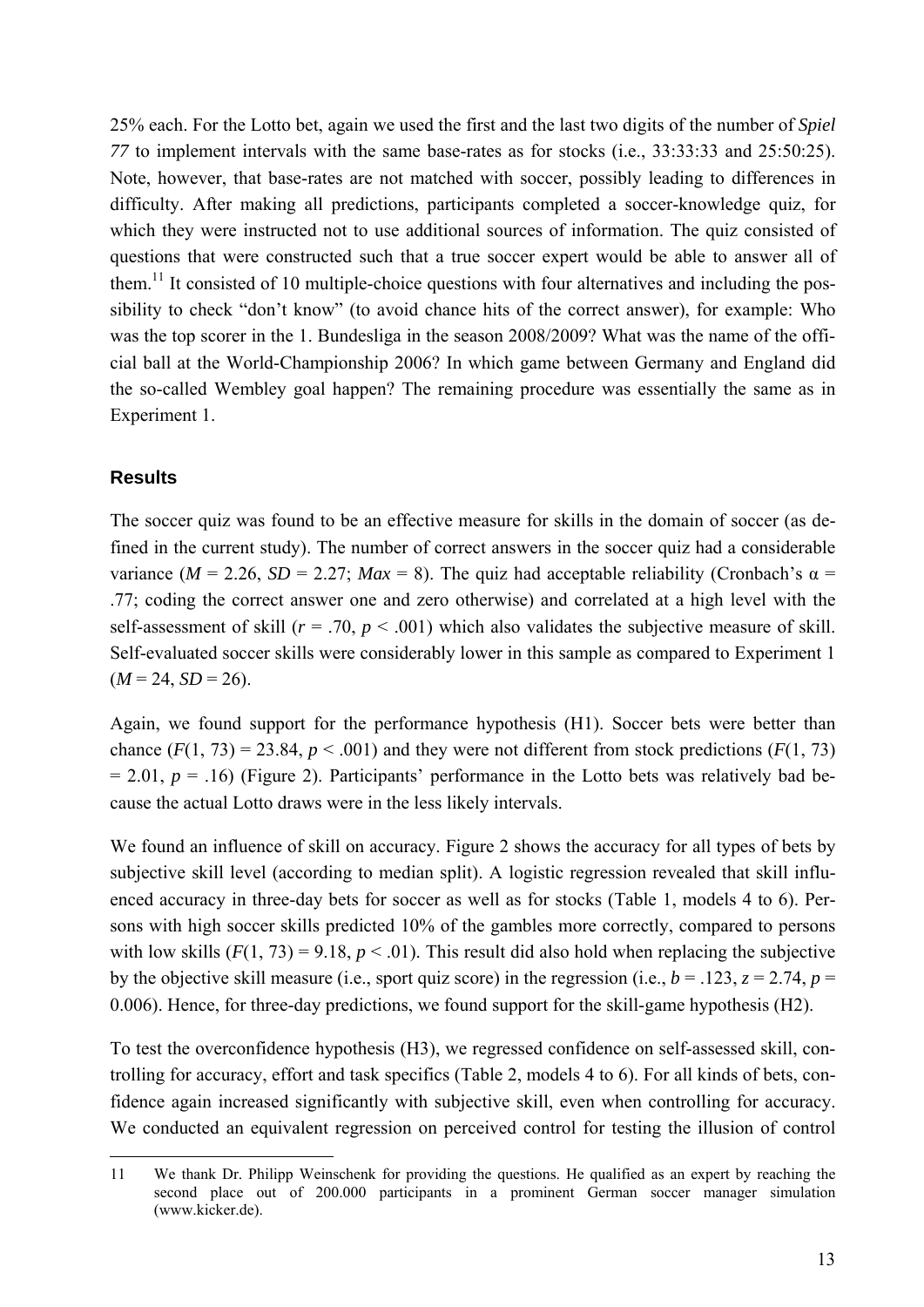25% each. For the Lotto bet, again we used the first and the last two digits of the number of *Spiel 77* to implement intervals with the same base-rates as for stocks (i.e., 33:33:33 and 25:50:25). Note, however, that base-rates are not matched with soccer, possibly leading to differences in difficulty. After making all predictions, participants completed a soccer-knowledge quiz, for which they were instructed not to use additional sources of information. The quiz consisted of questions that were constructed such that a true soccer expert would be able to answer all of them.[11] It consisted of 10 multiple-choice questions with four alternatives and including the possibility to check "don't know" (to avoid chance hits of the correct answer), for example: Who was the top scorer in the 1. Bundesliga in the season 2008/2009? What was the name of the official ball at the World-Championship 2006? In which game between Germany and England did the so-called Wembley goal happen? The remaining procedure was essentially the same as in Experiment 1.

## Results

The soccer quiz was found to be an effective measure for skills in the domain of soccer (as defined in the current study). The number of correct answers in the soccer quiz had a considerable variance ($M$ = 2.26, $SD$ = 2.27; $Max$ = 8). The quiz had acceptable reliability (Cronbach's $\alpha$ = .77; coding the correct answer one and zero otherwise) and correlated at a high level with the self-assessment of skill ($r$ = .70, $p$ < .001) which also validates the subjective measure of skill. Self-evaluated soccer skills were considerably lower in this sample as compared to Experiment 1 ($M$ = 24, $SD$ = 26).

Again, we found support for the performance hypothesis (H1). Soccer bets were better than chance ($F(1, 73)$ = 23.84, $p$ < .001) and they were not different from stock predictions ($F(1, 73)$ = 2.01, $p$ = .16) (Figure 2). Participants' performance in the Lotto bets was relatively bad because the actual Lotto draws were in the less likely intervals.

We found an influence of skill on accuracy. Figure 2 shows the accuracy for all types of bets by subjective skill level (according to median split). A logistic regression revealed that skill influenced accuracy in three-day bets for soccer as well as for stocks (Table 1, models 4 to 6). Persons with high soccer skills predicted 10% of the gambles more correctly, compared to persons with low skills ($F(1, 73)$ = 9.18, $p$ < .01). This result did also hold when replacing the subjective by the objective skill measure (i.e., sport quiz score) in the regression (i.e., $b$ = .123, $z$ = 2.74, $p$ = 0.006). Hence, for three-day predictions, we found support for the skill-game hypothesis (H2).

To test the overconfidence hypothesis (H3), we regressed confidence on self-assessed skill, controlling for accuracy, effort and task specifics (Table 2, models 4 to 6). For all kinds of bets, confidence again increased significantly with subjective skill, even when controlling for accuracy. We conducted an equivalent regression on perceived control for testing the illusion of control

[11] We thank Dr. Philipp Weinschenk for providing the questions. He qualified as an expert by reaching the second place out of 200.000 participants in a prominent German soccer manager simulation (www.kicker.de).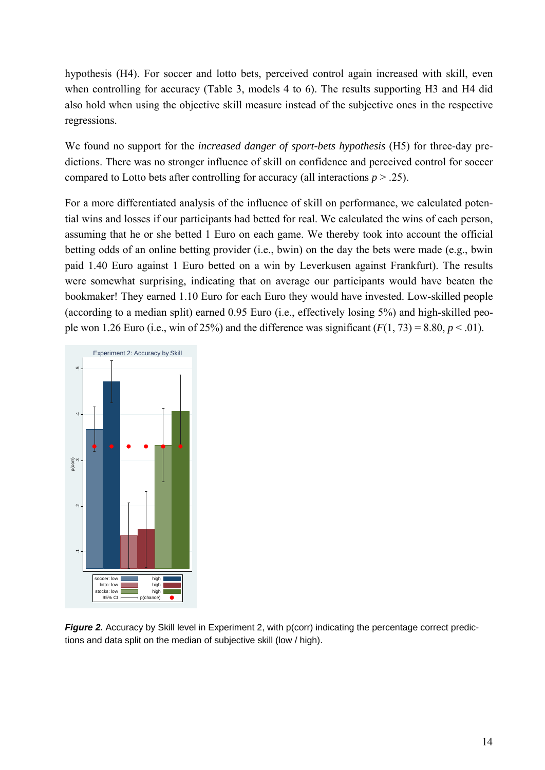hypothesis (H4). For soccer and lotto bets, perceived control again increased with skill, even when controlling for accuracy (Table 3, models 4 to 6). The results supporting H3 and H4 did also hold when using the objective skill measure instead of the subjective ones in the respective regressions.

We found no support for the *increased danger of sport-bets hypothesis* (H5) for three-day predictions. There was no stronger influence of skill on confidence and perceived control for soccer compared to Lotto bets after controlling for accuracy (all interactions $p > .25$).

For a more differentiated analysis of the influence of skill on performance, we calculated potential wins and losses if our participants had betted for real. We calculated the wins of each person, assuming that he or she betted 1 Euro on each game. We thereby took into account the official betting odds of an online betting provider (i.e., bwin) on the day the bets were made (e.g., bwin paid 1.40 Euro against 1 Euro betted on a win by Leverkusen against Frankfurt). The results were somewhat surprising, indicating that on average our participants would have beaten the bookmaker! They earned 1.10 Euro for each Euro they would have invested. Low-skilled people (according to a median split) earned 0.95 Euro (i.e., effectively losing 5%) and high-skilled people won 1.26 Euro (i.e., win of 25%) and the difference was significant ($F(1, 73) = 8.80$, $p < .01$).

***Figure 2.*** Accuracy by Skill level in Experiment 2, with p(corr) indicating the percentage correct predictions and data split on the median of subjective skill (low / high).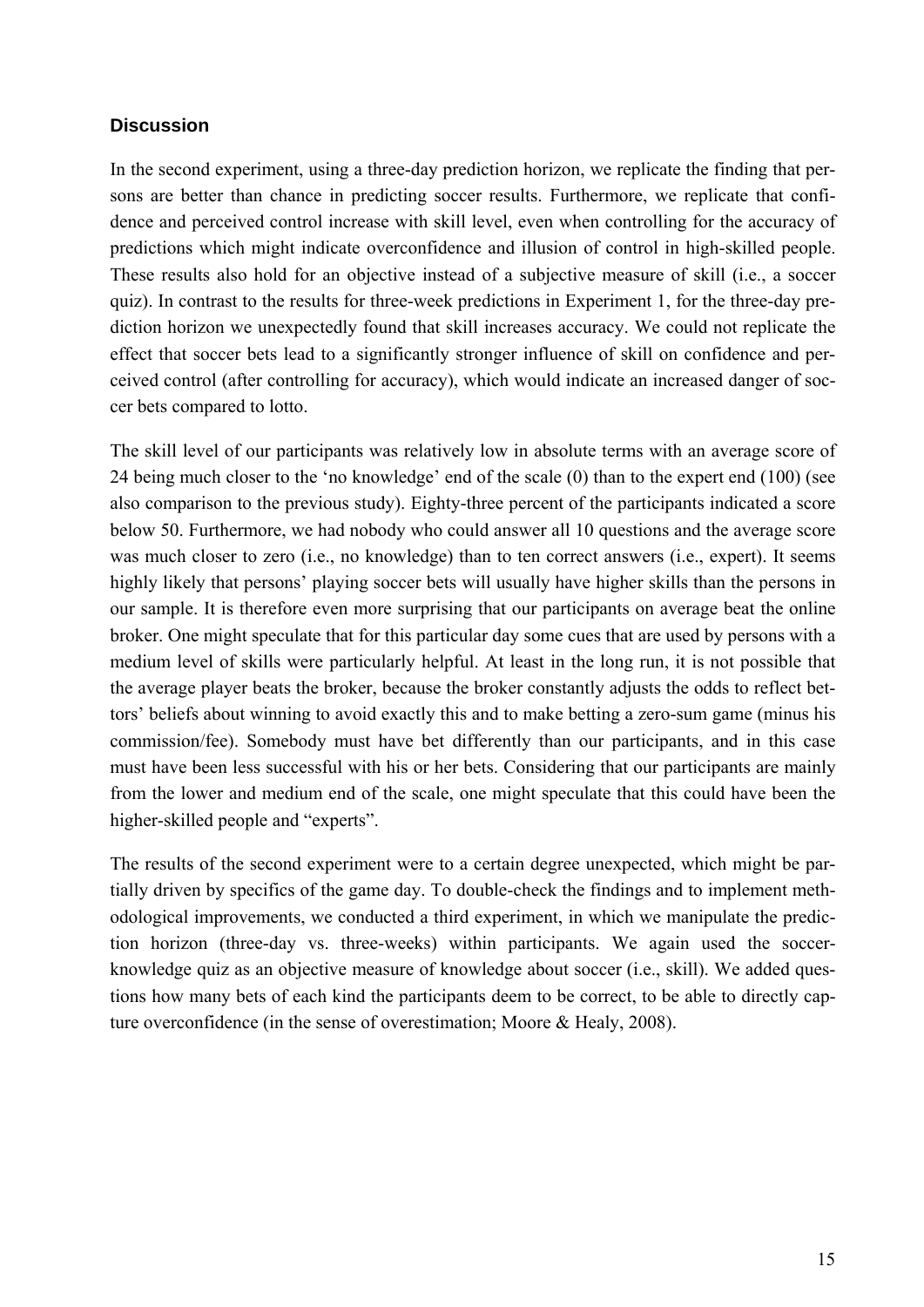### Discussion

In the second experiment, using a three-day prediction horizon, we replicate the finding that persons are better than chance in predicting soccer results. Furthermore, we replicate that confidence and perceived control increase with skill level, even when controlling for the accuracy of predictions which might indicate overconfidence and illusion of control in high-skilled people. These results also hold for an objective instead of a subjective measure of skill (i.e., a soccer quiz). In contrast to the results for three-week predictions in Experiment 1, for the three-day prediction horizon we unexpectedly found that skill increases accuracy. We could not replicate the effect that soccer bets lead to a significantly stronger influence of skill on confidence and perceived control (after controlling for accuracy), which would indicate an increased danger of soccer bets compared to lotto.

The skill level of our participants was relatively low in absolute terms with an average score of 24 being much closer to the 'no knowledge' end of the scale (0) than to the expert end (100) (see also comparison to the previous study). Eighty-three percent of the participants indicated a score below 50. Furthermore, we had nobody who could answer all 10 questions and the average score was much closer to zero (i.e., no knowledge) than to ten correct answers (i.e., expert). It seems highly likely that persons' playing soccer bets will usually have higher skills than the persons in our sample. It is therefore even more surprising that our participants on average beat the online broker. One might speculate that for this particular day some cues that are used by persons with a medium level of skills were particularly helpful. At least in the long run, it is not possible that the average player beats the broker, because the broker constantly adjusts the odds to reflect bettors' beliefs about winning to avoid exactly this and to make betting a zero-sum game (minus his commission/fee). Somebody must have bet differently than our participants, and in this case must have been less successful with his or her bets. Considering that our participants are mainly from the lower and medium end of the scale, one might speculate that this could have been the higher-skilled people and "experts".

The results of the second experiment were to a certain degree unexpected, which might be partially driven by specifics of the game day. To double-check the findings and to implement methodological improvements, we conducted a third experiment, in which we manipulate the prediction horizon (three-day vs. three-weeks) within participants. We again used the soccer-knowledge quiz as an objective measure of knowledge about soccer (i.e., skill). We added questions how many bets of each kind the participants deem to be correct, to be able to directly capture overconfidence (in the sense of overestimation; Moore & Healy, 2008).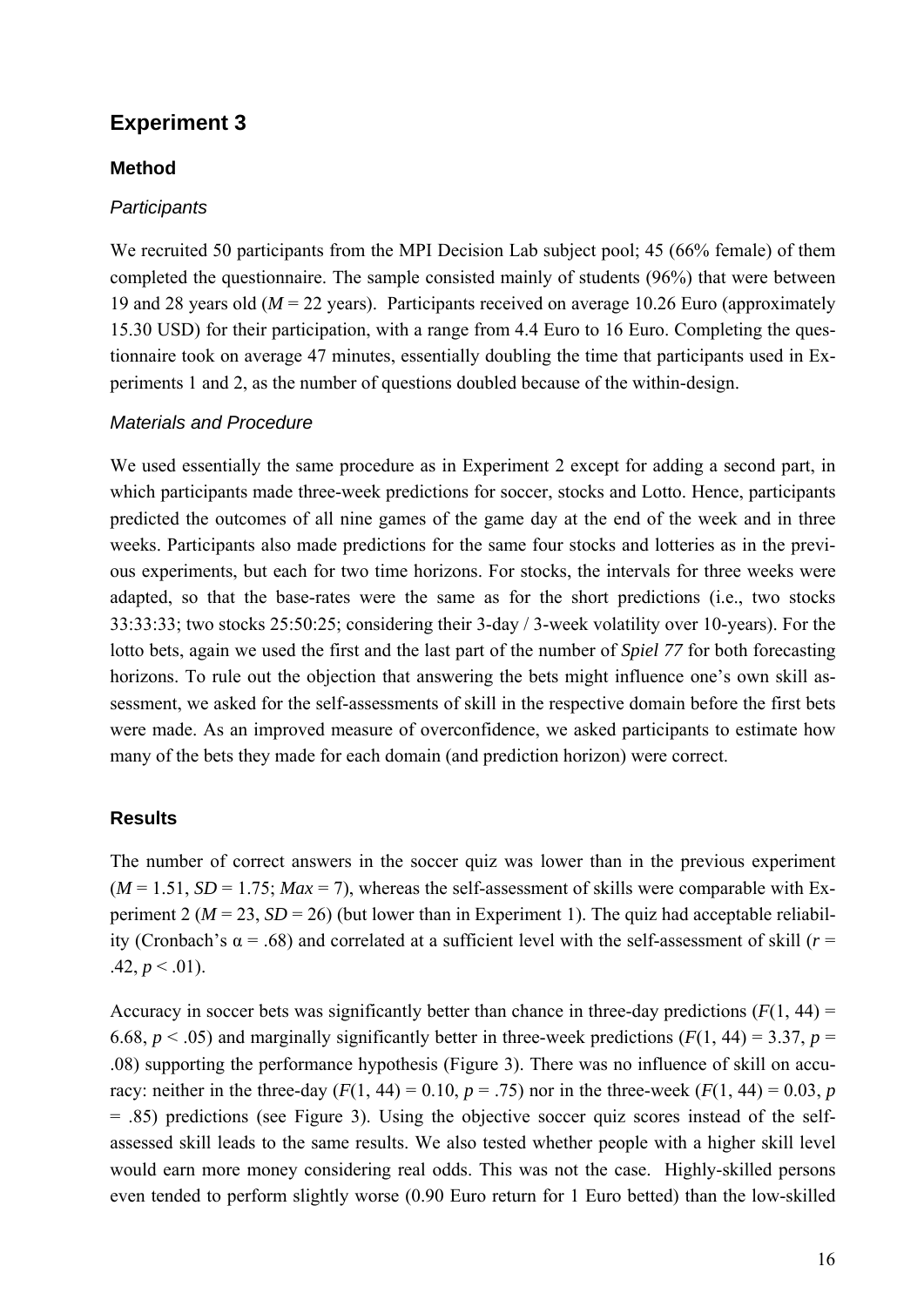## Experiment 3

### Method

#### *Participants*

We recruited 50 participants from the MPI Decision Lab subject pool; 45 (66% female) of them completed the questionnaire. The sample consisted mainly of students (96%) that were between 19 and 28 years old ($M$ = 22 years). Participants received on average 10.26 Euro (approximately 15.30 USD) for their participation, with a range from 4.4 Euro to 16 Euro. Completing the questionnaire took on average 47 minutes, essentially doubling the time that participants used in Experiments 1 and 2, as the number of questions doubled because of the within-design.

#### *Materials and Procedure*

We used essentially the same procedure as in Experiment 2 except for adding a second part, in which participants made three-week predictions for soccer, stocks and Lotto. Hence, participants predicted the outcomes of all nine games of the game day at the end of the week and in three weeks. Participants also made predictions for the same four stocks and lotteries as in the previous experiments, but each for two time horizons. For stocks, the intervals for three weeks were adapted, so that the base-rates were the same as for the short predictions (i.e., two stocks 33:33:33; two stocks 25:50:25; considering their 3-day / 3-week volatility over 10-years). For the lotto bets, again we used the first and the last part of the number of *Spiel 77* for both forecasting horizons. To rule out the objection that answering the bets might influence one's own skill assessment, we asked for the self-assessments of skill in the respective domain before the first bets were made. As an improved measure of overconfidence, we asked participants to estimate how many of the bets they made for each domain (and prediction horizon) were correct.

### Results

The number of correct answers in the soccer quiz was lower than in the previous experiment ($M$ = 1.51, $SD$ = 1.75; $Max$ = 7), whereas the self-assessment of skills were comparable with Experiment 2 ($M$ = 23, $SD$ = 26) (but lower than in Experiment 1). The quiz had acceptable reliability (Cronbach's $\alpha$ = .68) and correlated at a sufficient level with the self-assessment of skill ($r$ = .42, $p < .01$).

Accuracy in soccer bets was significantly better than chance in three-day predictions ($F(1, 44) = 6.68$, $p < .05$) and marginally significantly better in three-week predictions ($F(1, 44) = 3.37$, $p = .08$) supporting the performance hypothesis (Figure 3). There was no influence of skill on accuracy: neither in the three-day ($F(1, 44) = 0.10$, $p = .75$) nor in the three-week ($F(1, 44) = 0.03$, $p = .85$) predictions (see Figure 3). Using the objective soccer quiz scores instead of the self-assessed skill leads to the same results. We also tested whether people with a higher skill level would earn more money considering real odds. This was not the case. Highly-skilled persons even tended to perform slightly worse (0.90 Euro return for 1 Euro betted) than the low-skilled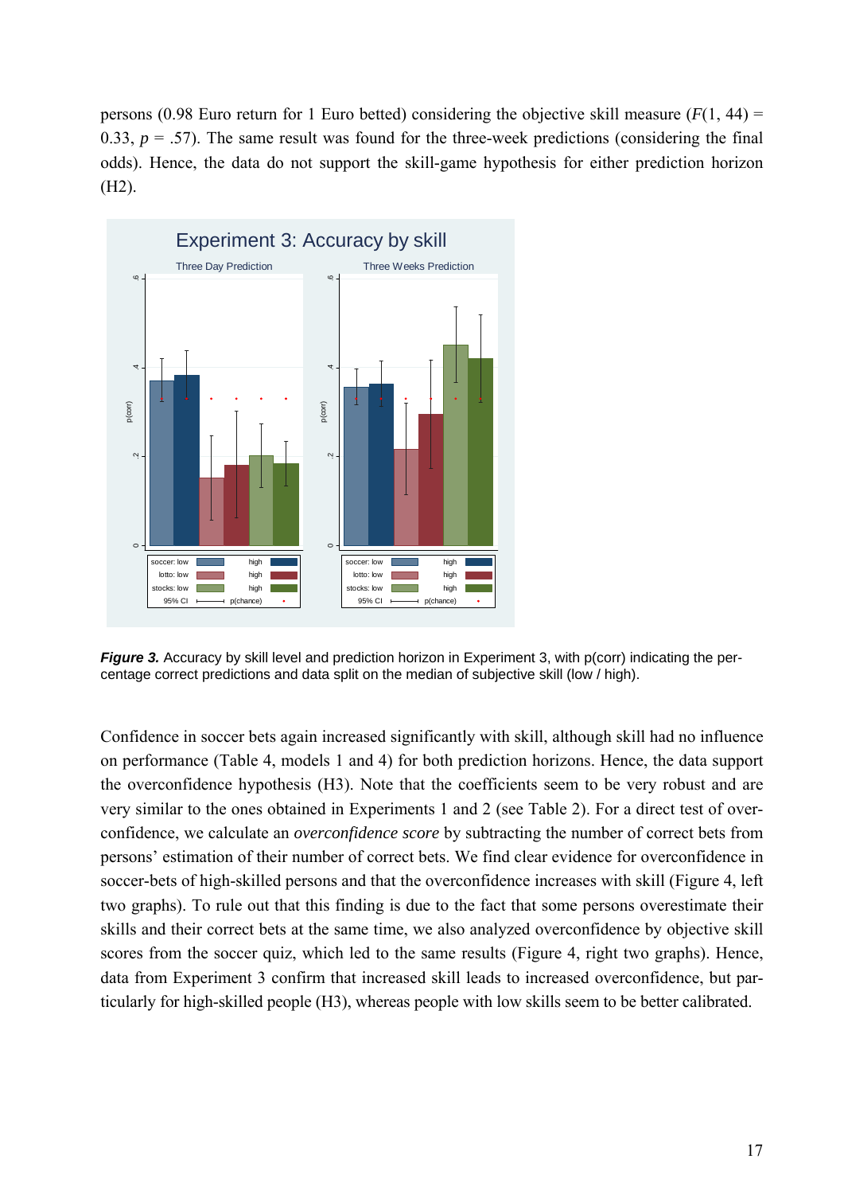persons (0.98 Euro return for 1 Euro betted) considering the objective skill measure ($F(1, 44) = 0.33$, $p = .57$). The same result was found for the three-week predictions (considering the final odds). Hence, the data do not support the skill-game hypothesis for either prediction horizon (H2).

***Figure 3.*** Accuracy by skill level and prediction horizon in Experiment 3, with p(corr) indicating the percentage correct predictions and data split on the median of subjective skill (low / high).

Confidence in soccer bets again increased significantly with skill, although skill had no influence on performance (Table 4, models 1 and 4) for both prediction horizons. Hence, the data support the overconfidence hypothesis (H3). Note that the coefficients seem to be very robust and are very similar to the ones obtained in Experiments 1 and 2 (see Table 2). For a direct test of overconfidence, we calculate an *overconfidence score* by subtracting the number of correct bets from persons' estimation of their number of correct bets. We find clear evidence for overconfidence in soccer-bets of high-skilled persons and that the overconfidence increases with skill (Figure 4, left two graphs). To rule out that this finding is due to the fact that some persons overestimate their skills and their correct bets at the same time, we also analyzed overconfidence by objective skill scores from the soccer quiz, which led to the same results (Figure 4, right two graphs). Hence, data from Experiment 3 confirm that increased skill leads to increased overconfidence, but particularly for high-skilled people (H3), whereas people with low skills seem to be better calibrated.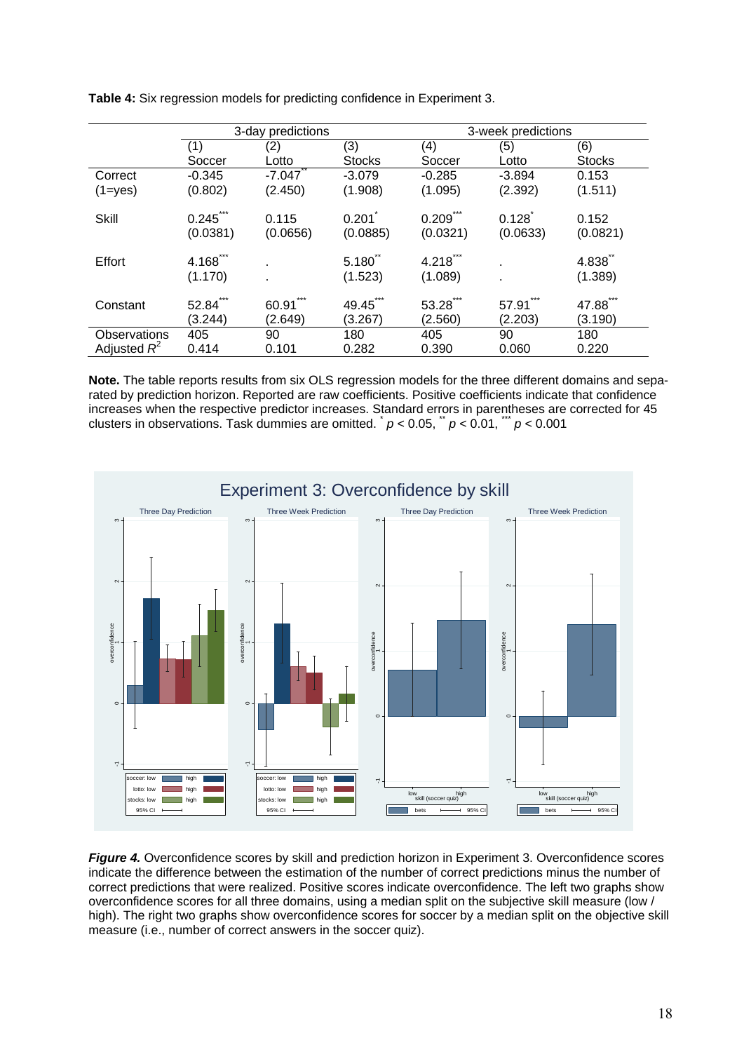**Table 4:** Six regression models for predicting confidence in Experiment 3.

| | 3-day predictions | | | 3-week predictions | | |
|---|---|---|---|---|---|---|
| | (1) Soccer | (2) Lotto | (3) Stocks | (4) Soccer | (5) Lotto | (6) Stocks |
| Correct (1=yes) | -0.345 (0.802) | $-7.047^{**}$ (2.450) | -3.079 (1.908) | -0.285 (1.095) | -3.894 (2.392) | 0.153 (1.511) |
| Skill | $0.245^{***}$ (0.0381) | 0.115 (0.0656) | $0.201^{*}$ (0.0885) | $0.209^{***}$ (0.0321) | $0.128^{*}$ (0.0633) | 0.152 (0.0821) |
| Effort | $4.168^{***}$ (1.170) | . . | $5.180^{**}$ (1.523) | $4.218^{***}$ (1.089) | . . | $4.838^{**}$ (1.389) |
| Constant | $52.84^{***}$ (3.244) | $60.91^{***}$ (2.649) | $49.45^{***}$ (3.267) | $53.28^{***}$ (2.560) | $57.91^{***}$ (2.203) | $47.88^{***}$ (3.190) |
| Observations | 405 | 90 | 180 | 405 | 90 | 180 |
| Adjusted $R^2$ | 0.414 | 0.101 | 0.282 | 0.390 | 0.060 | 0.220 |

**Note.** The table reports results from six OLS regression models for the three different domains and separated by prediction horizon. Reported are raw coefficients. Positive coefficients indicate that confidence increases when the respective predictor increases. Standard errors in parentheses are corrected for 45 clusters in observations. Task dummies are omitted. $^{*}$ $p < 0.05$, $^{**}$ $p < 0.01$, $^{***}$ $p < 0.001$

***Figure 4.*** Overconfidence scores by skill and prediction horizon in Experiment 3. Overconfidence scores indicate the difference between the estimation of the number of correct predictions minus the number of correct predictions that were realized. Positive scores indicate overconfidence. The left two graphs show overconfidence scores for all three domains, using a median split on the subjective skill measure (low / high). The right two graphs show overconfidence scores for soccer by a median split on the objective skill measure (i.e., number of correct answers in the soccer quiz).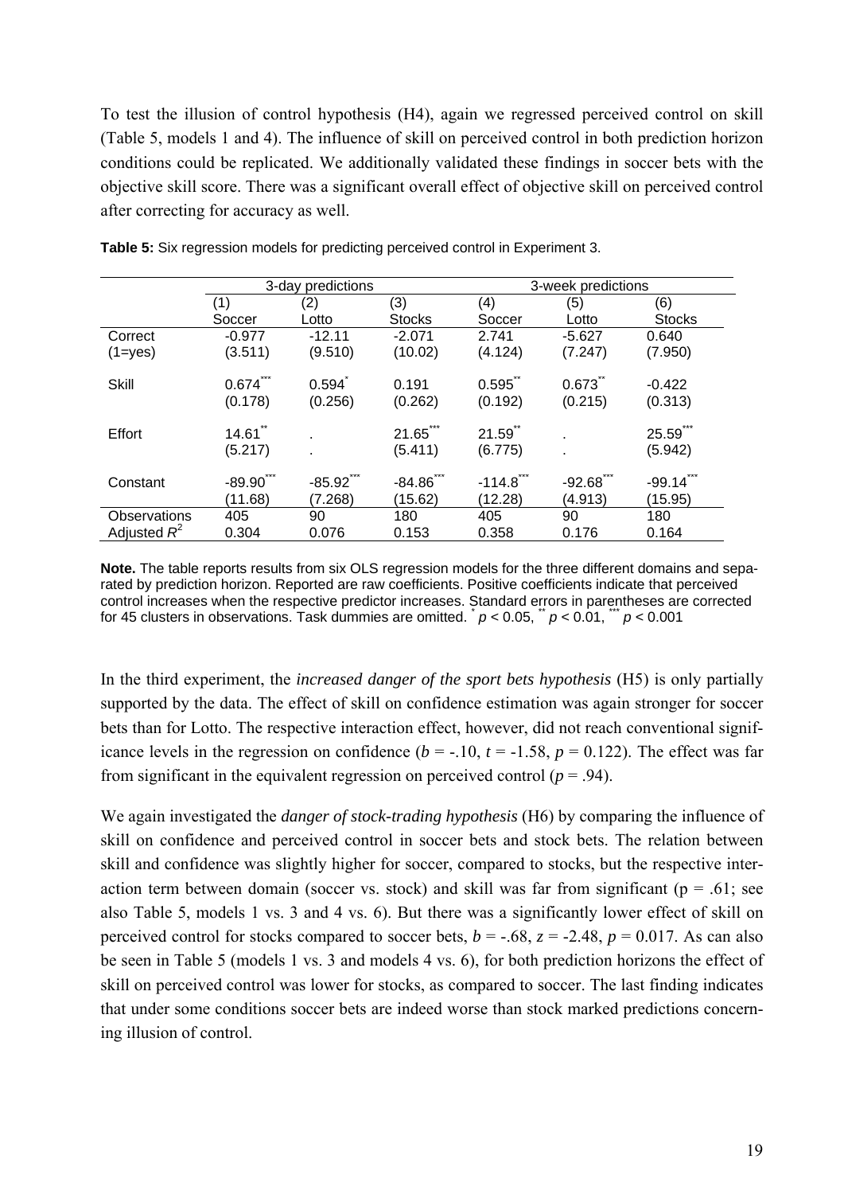To test the illusion of control hypothesis (H4), again we regressed perceived control on skill (Table 5, models 1 and 4). The influence of skill on perceived control in both prediction horizon conditions could be replicated. We additionally validated these findings in soccer bets with the objective skill score. There was a significant overall effect of objective skill on perceived control after correcting for accuracy as well.

**Table 5:** Six regression models for predicting perceived control in Experiment 3.

| | 3-day predictions | | | 3-week predictions | | |
|---|---|---|---|---|---|---|
| | (1) Soccer | (2) Lotto | (3) Stocks | (4) Soccer | (5) Lotto | (6) Stocks |
| Correct (1=yes) | -0.977 (3.511) | -12.11 (9.510) | -2.071 (10.02) | 2.741 (4.124) | -5.627 (7.247) | 0.640 (7.950) |
| Skill | $0.674^{***}$ (0.178) | $0.594^{*}$ (0.256) | 0.191 (0.262) | $0.595^{**}$ (0.192) | $0.673^{**}$ (0.215) | -0.422 (0.313) |
| Effort | $14.61^{**}$ (5.217) | . . | $21.65^{***}$ (5.411) | $21.59^{**}$ (6.775) | . . | $25.59^{***}$ (5.942) |
| Constant | $-89.90^{***}$ (11.68) | $-85.92^{***}$ (7.268) | $-84.86^{***}$ (15.62) | $-114.8^{***}$ (12.28) | $-92.68^{***}$ (4.913) | $-99.14^{***}$ (15.95) |
| Observations | 405 | 90 | 180 | 405 | 90 | 180 |
| Adjusted $R^2$ | 0.304 | 0.076 | 0.153 | 0.358 | 0.176 | 0.164 |

**Note.** The table reports results from six OLS regression models for the three different domains and separated by prediction horizon. Reported are raw coefficients. Positive coefficients indicate that perceived control increases when the respective predictor increases. Standard errors in parentheses are corrected for 45 clusters in observations. Task dummies are omitted. $^{*}$ $p < 0.05$, $^{**}$ $p < 0.01$, $^{***}$ $p < 0.001$

In the third experiment, the *increased danger of the sport bets hypothesis* (H5) is only partially supported by the data. The effect of skill on confidence estimation was again stronger for soccer bets than for Lotto. The respective interaction effect, however, did not reach conventional significance levels in the regression on confidence ($b$ = -.10, $t$ = -1.58, $p$ = 0.122). The effect was far from significant in the equivalent regression on perceived control ($p$ = .94).

We again investigated the *danger of stock-trading hypothesis* (H6) by comparing the influence of skill on confidence and perceived control in soccer bets and stock bets. The relation between skill and confidence was slightly higher for soccer, compared to stocks, but the respective interaction term between domain (soccer vs. stock) and skill was far from significant (p = .61; see also Table 5, models 1 vs. 3 and 4 vs. 6). But there was a significantly lower effect of skill on perceived control for stocks compared to soccer bets, $b$ = -.68, $z$ = -2.48, $p$ = 0.017. As can also be seen in Table 5 (models 1 vs. 3 and models 4 vs. 6), for both prediction horizons the effect of skill on perceived control was lower for stocks, as compared to soccer. The last finding indicates that under some conditions soccer bets are indeed worse than stock marked predictions concerning illusion of control.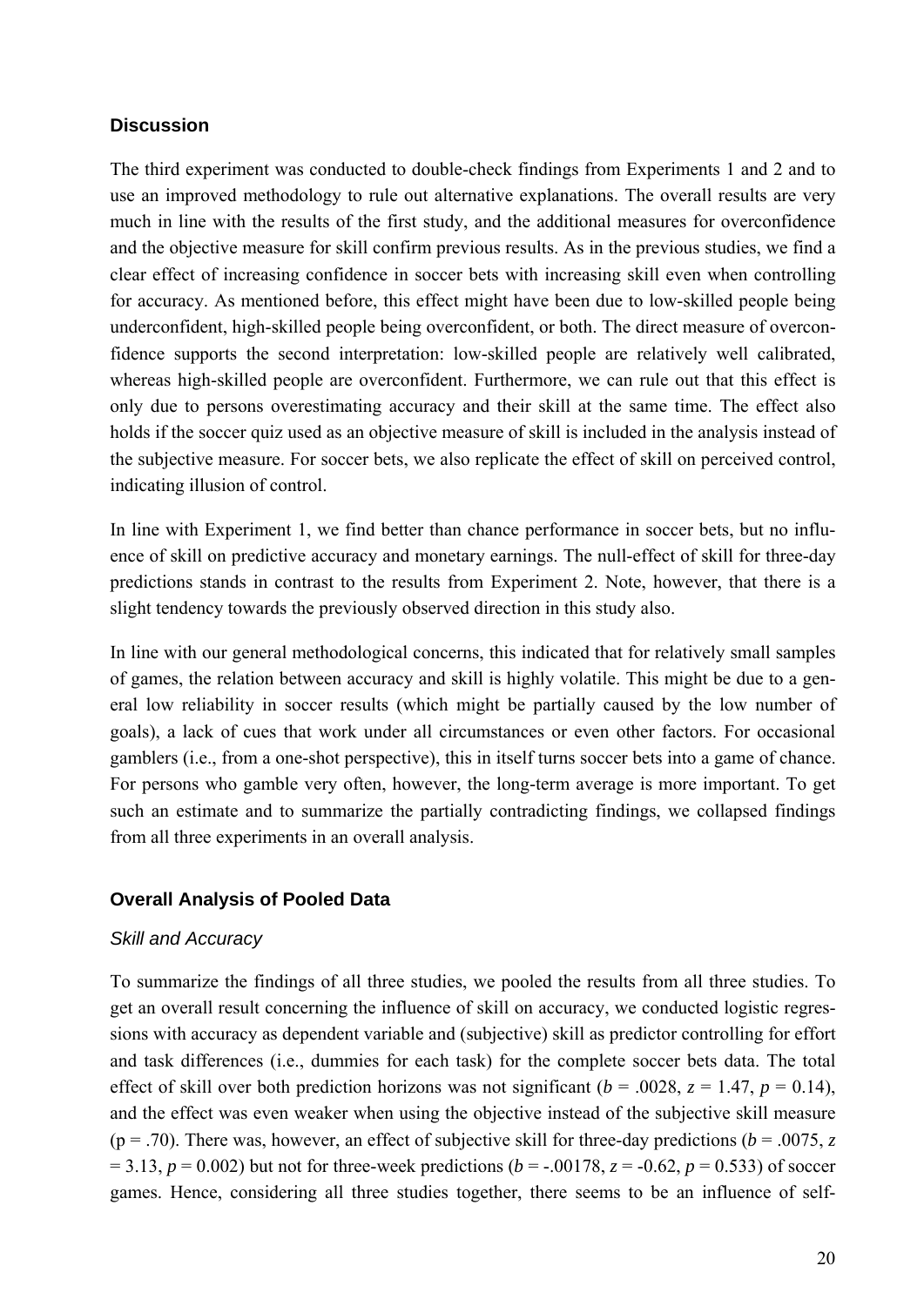## Discussion

The third experiment was conducted to double-check findings from Experiments 1 and 2 and to use an improved methodology to rule out alternative explanations. The overall results are very much in line with the results of the first study, and the additional measures for overconfidence and the objective measure for skill confirm previous results. As in the previous studies, we find a clear effect of increasing confidence in soccer bets with increasing skill even when controlling for accuracy. As mentioned before, this effect might have been due to low-skilled people being underconfident, high-skilled people being overconfident, or both. The direct measure of overconfidence supports the second interpretation: low-skilled people are relatively well calibrated, whereas high-skilled people are overconfident. Furthermore, we can rule out that this effect is only due to persons overestimating accuracy and their skill at the same time. The effect also holds if the soccer quiz used as an objective measure of skill is included in the analysis instead of the subjective measure. For soccer bets, we also replicate the effect of skill on perceived control, indicating illusion of control.

In line with Experiment 1, we find better than chance performance in soccer bets, but no influence of skill on predictive accuracy and monetary earnings. The null-effect of skill for three-day predictions stands in contrast to the results from Experiment 2. Note, however, that there is a slight tendency towards the previously observed direction in this study also.

In line with our general methodological concerns, this indicated that for relatively small samples of games, the relation between accuracy and skill is highly volatile. This might be due to a general low reliability in soccer results (which might be partially caused by the low number of goals), a lack of cues that work under all circumstances or even other factors. For occasional gamblers (i.e., from a one-shot perspective), this in itself turns soccer bets into a game of chance. For persons who gamble very often, however, the long-term average is more important. To get such an estimate and to summarize the partially contradicting findings, we collapsed findings from all three experiments in an overall analysis.

## Overall Analysis of Pooled Data

### *Skill and Accuracy*

To summarize the findings of all three studies, we pooled the results from all three studies. To get an overall result concerning the influence of skill on accuracy, we conducted logistic regressions with accuracy as dependent variable and (subjective) skill as predictor controlling for effort and task differences (i.e., dummies for each task) for the complete soccer bets data. The total effect of skill over both prediction horizons was not significant ($b = .0028$, $z = 1.47$, $p = 0.14$), and the effect was even weaker when using the objective instead of the subjective skill measure ($p = .70$). There was, however, an effect of subjective skill for three-day predictions ($b = .0075$, $z = 3.13$, $p = 0.002$) but not for three-week predictions ($b = -.00178$, $z = -0.62$, $p = 0.533$) of soccer games. Hence, considering all three studies together, there seems to be an influence of self-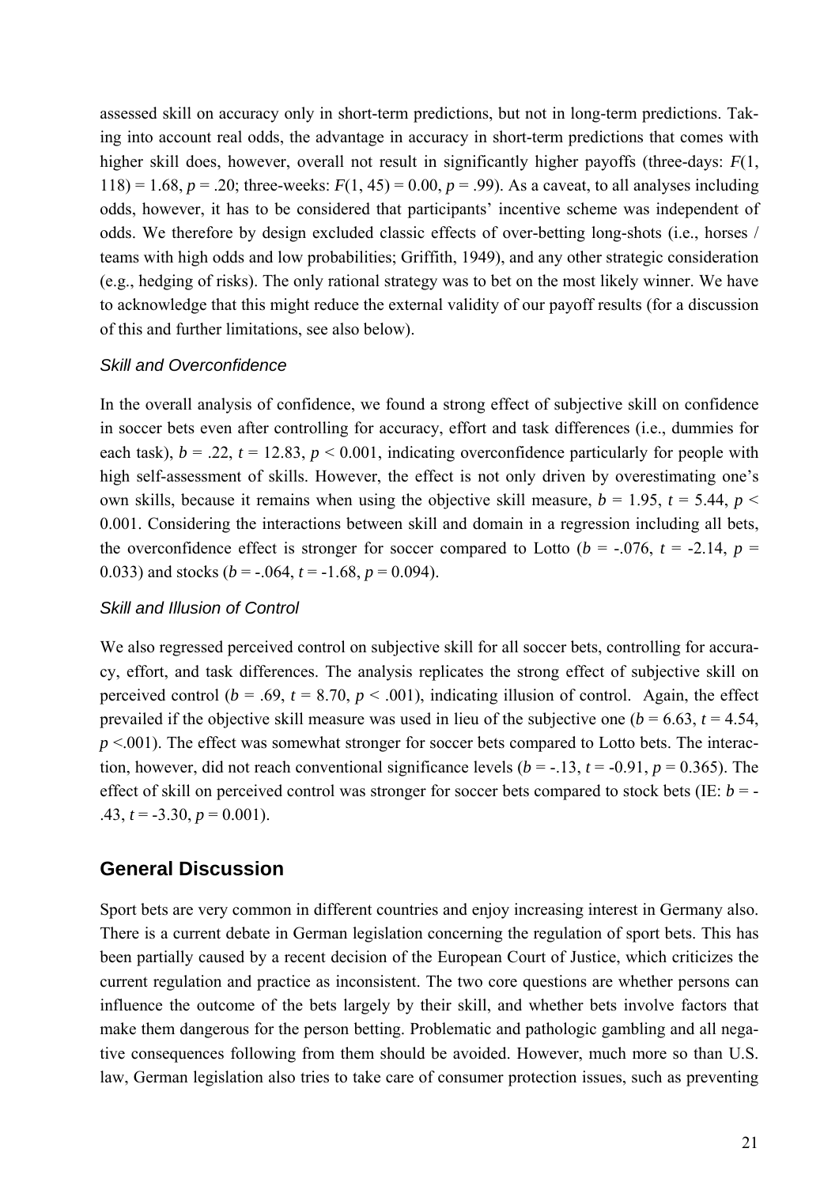assessed skill on accuracy only in short-term predictions, but not in long-term predictions. Taking into account real odds, the advantage in accuracy in short-term predictions that comes with higher skill does, however, overall not result in significantly higher payoffs (three-days: $F(1, 118) = 1.68$, $p = .20$; three-weeks: $F(1, 45) = 0.00$, $p = .99$). As a caveat, to all analyses including odds, however, it has to be considered that participants' incentive scheme was independent of odds. We therefore by design excluded classic effects of over-betting long-shots (i.e., horses / teams with high odds and low probabilities; Griffith, 1949), and any other strategic consideration (e.g., hedging of risks). The only rational strategy was to bet on the most likely winner. We have to acknowledge that this might reduce the external validity of our payoff results (for a discussion of this and further limitations, see also below).

### *Skill and Overconfidence*

In the overall analysis of confidence, we found a strong effect of subjective skill on confidence in soccer bets even after controlling for accuracy, effort and task differences (i.e., dummies for each task), $b = .22$, $t = 12.83$, $p < 0.001$, indicating overconfidence particularly for people with high self-assessment of skills. However, the effect is not only driven by overestimating one's own skills, because it remains when using the objective skill measure, $b = 1.95$, $t = 5.44$, $p < 0.001$. Considering the interactions between skill and domain in a regression including all bets, the overconfidence effect is stronger for soccer compared to Lotto ($b = -.076$, $t = -2.14$, $p = 0.033$) and stocks ($b = -.064$, $t = -1.68$, $p = 0.094$).

### *Skill and Illusion of Control*

We also regressed perceived control on subjective skill for all soccer bets, controlling for accuracy, effort, and task differences. The analysis replicates the strong effect of subjective skill on perceived control ($b = .69$, $t = 8.70$, $p < .001$), indicating illusion of control. Again, the effect prevailed if the objective skill measure was used in lieu of the subjective one ($b = 6.63$, $t = 4.54$, $p < .001$). The effect was somewhat stronger for soccer bets compared to Lotto bets. The interaction, however, did not reach conventional significance levels ($b = -.13$, $t = -0.91$, $p = 0.365$). The effect of skill on perceived control was stronger for soccer bets compared to stock bets (IE: $b = -.43$, $t = -3.30$, $p = 0.001$).

## General Discussion

Sport bets are very common in different countries and enjoy increasing interest in Germany also. There is a current debate in German legislation concerning the regulation of sport bets. This has been partially caused by a recent decision of the European Court of Justice, which criticizes the current regulation and practice as inconsistent. The two core questions are whether persons can influence the outcome of the bets largely by their skill, and whether bets involve factors that make them dangerous for the person betting. Problematic and pathologic gambling and all negative consequences following from them should be avoided. However, much more so than U.S. law, German legislation also tries to take care of consumer protection issues, such as preventing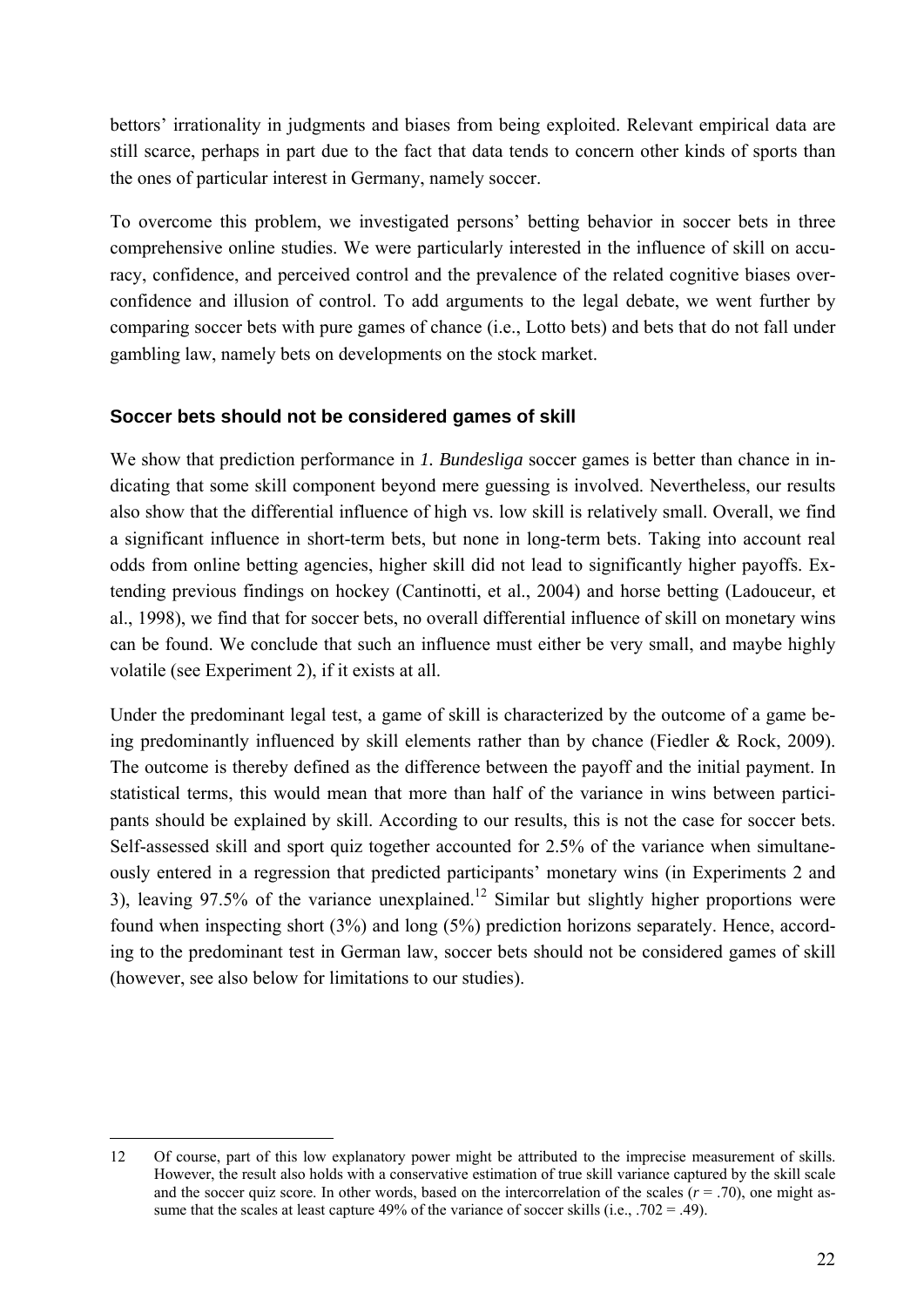bettors' irrationality in judgments and biases from being exploited. Relevant empirical data are still scarce, perhaps in part due to the fact that data tends to concern other kinds of sports than the ones of particular interest in Germany, namely soccer.

To overcome this problem, we investigated persons' betting behavior in soccer bets in three comprehensive online studies. We were particularly interested in the influence of skill on accuracy, confidence, and perceived control and the prevalence of the related cognitive biases overconfidence and illusion of control. To add arguments to the legal debate, we went further by comparing soccer bets with pure games of chance (i.e., Lotto bets) and bets that do not fall under gambling law, namely bets on developments on the stock market.

### Soccer bets should not be considered games of skill

We show that prediction performance in *1. Bundesliga* soccer games is better than chance in indicating that some skill component beyond mere guessing is involved. Nevertheless, our results also show that the differential influence of high vs. low skill is relatively small. Overall, we find a significant influence in short-term bets, but none in long-term bets. Taking into account real odds from online betting agencies, higher skill did not lead to significantly higher payoffs. Extending previous findings on hockey (Cantinotti, et al., 2004) and horse betting (Ladouceur, et al., 1998), we find that for soccer bets, no overall differential influence of skill on monetary wins can be found. We conclude that such an influence must either be very small, and maybe highly volatile (see Experiment 2), if it exists at all.

Under the predominant legal test, a game of skill is characterized by the outcome of a game being predominantly influenced by skill elements rather than by chance (Fiedler & Rock, 2009). The outcome is thereby defined as the difference between the payoff and the initial payment. In statistical terms, this would mean that more than half of the variance in wins between participants should be explained by skill. According to our results, this is not the case for soccer bets. Self-assessed skill and sport quiz together accounted for 2.5% of the variance when simultaneously entered in a regression that predicted participants' monetary wins (in Experiments 2 and 3), leaving 97.5% of the variance unexplained.[12] Similar but slightly higher proportions were found when inspecting short (3%) and long (5%) prediction horizons separately. Hence, according to the predominant test in German law, soccer bets should not be considered games of skill (however, see also below for limitations to our studies).

---

12 Of course, part of this low explanatory power might be attributed to the imprecise measurement of skills. However, the result also holds with a conservative estimation of true skill variance captured by the skill scale and the soccer quiz score. In other words, based on the intercorrelation of the scales ($r$ = .70), one might assume that the scales at least capture 49% of the variance of soccer skills (i.e., .702 = .49).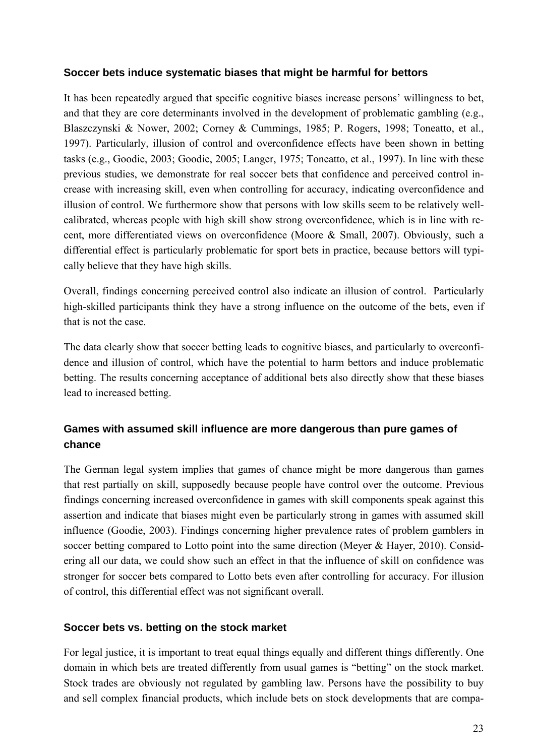### Soccer bets induce systematic biases that might be harmful for bettors

It has been repeatedly argued that specific cognitive biases increase persons' willingness to bet, and that they are core determinants involved in the development of problematic gambling (e.g., Blaszczynski & Nower, 2002; Corney & Cummings, 1985; P. Rogers, 1998; Toneatto, et al., 1997). Particularly, illusion of control and overconfidence effects have been shown in betting tasks (e.g., Goodie, 2003; Goodie, 2005; Langer, 1975; Toneatto, et al., 1997). In line with these previous studies, we demonstrate for real soccer bets that confidence and perceived control increase with increasing skill, even when controlling for accuracy, indicating overconfidence and illusion of control. We furthermore show that persons with low skills seem to be relatively well-calibrated, whereas people with high skill show strong overconfidence, which is in line with recent, more differentiated views on overconfidence (Moore & Small, 2007). Obviously, such a differential effect is particularly problematic for sport bets in practice, because bettors will typically believe that they have high skills.

Overall, findings concerning perceived control also indicate an illusion of control. Particularly high-skilled participants think they have a strong influence on the outcome of the bets, even if that is not the case.

The data clearly show that soccer betting leads to cognitive biases, and particularly to overconfidence and illusion of control, which have the potential to harm bettors and induce problematic betting. The results concerning acceptance of additional bets also directly show that these biases lead to increased betting.

### Games with assumed skill influence are more dangerous than pure games of chance

The German legal system implies that games of chance might be more dangerous than games that rest partially on skill, supposedly because people have control over the outcome. Previous findings concerning increased overconfidence in games with skill components speak against this assertion and indicate that biases might even be particularly strong in games with assumed skill influence (Goodie, 2003). Findings concerning higher prevalence rates of problem gamblers in soccer betting compared to Lotto point into the same direction (Meyer & Hayer, 2010). Considering all our data, we could show such an effect in that the influence of skill on confidence was stronger for soccer bets compared to Lotto bets even after controlling for accuracy. For illusion of control, this differential effect was not significant overall.

### Soccer bets vs. betting on the stock market

For legal justice, it is important to treat equal things equally and different things differently. One domain in which bets are treated differently from usual games is "betting" on the stock market. Stock trades are obviously not regulated by gambling law. Persons have the possibility to buy and sell complex financial products, which include bets on stock developments that are compa-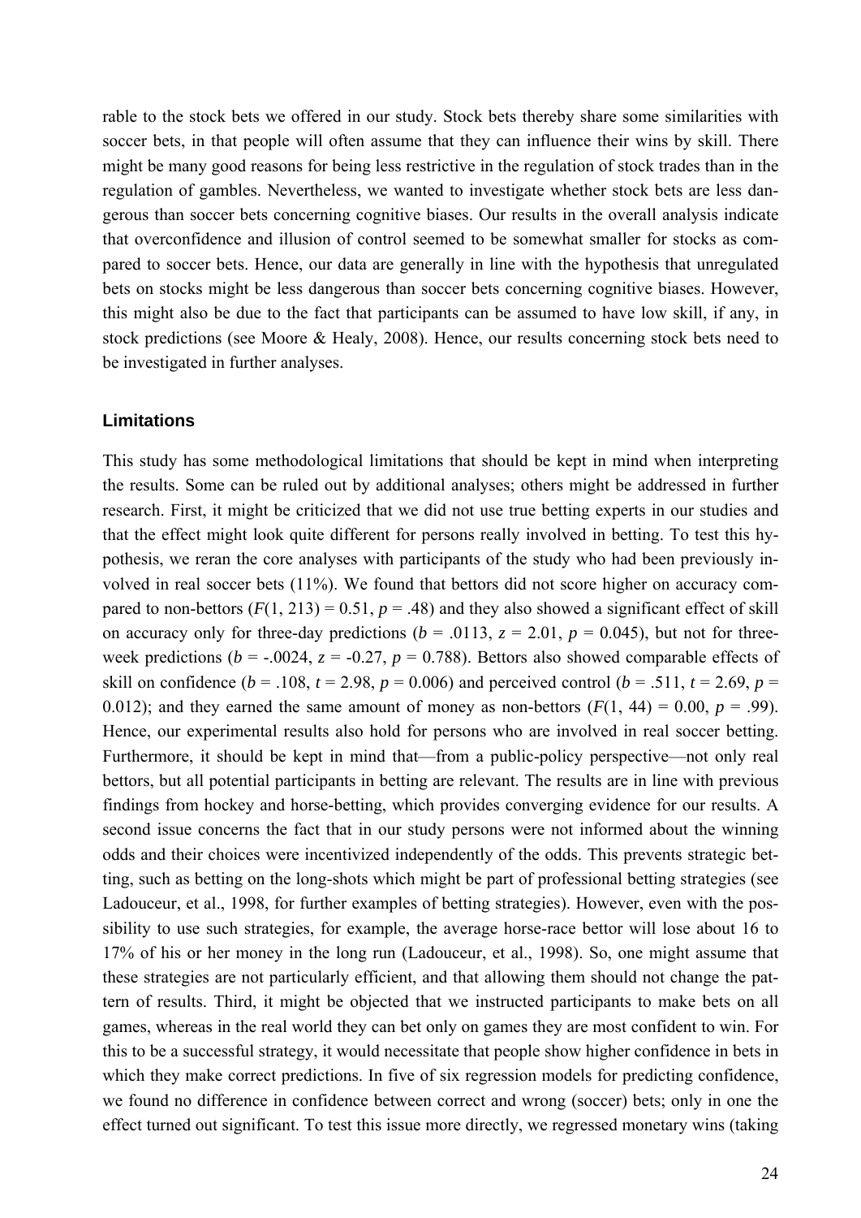rable to the stock bets we offered in our study. Stock bets thereby share some similarities with soccer bets, in that people will often assume that they can influence their wins by skill. There might be many good reasons for being less restrictive in the regulation of stock trades than in the regulation of gambles. Nevertheless, we wanted to investigate whether stock bets are less dangerous than soccer bets concerning cognitive biases. Our results in the overall analysis indicate that overconfidence and illusion of control seemed to be somewhat smaller for stocks as compared to soccer bets. Hence, our data are generally in line with the hypothesis that unregulated bets on stocks might be less dangerous than soccer bets concerning cognitive biases. However, this might also be due to the fact that participants can be assumed to have low skill, if any, in stock predictions (see Moore & Healy, 2008). Hence, our results concerning stock bets need to be investigated in further analyses.

### Limitations

This study has some methodological limitations that should be kept in mind when interpreting the results. Some can be ruled out by additional analyses; others might be addressed in further research. First, it might be criticized that we did not use true betting experts in our studies and that the effect might look quite different for persons really involved in betting. To test this hypothesis, we reran the core analyses with participants of the study who had been previously involved in real soccer bets (11%). We found that bettors did not score higher on accuracy compared to non-bettors ($F(1, 213) = 0.51$, $p = .48$) and they also showed a significant effect of skill on accuracy only for three-day predictions ($b = .0113$, $z = 2.01$, $p = 0.045$), but not for three-week predictions ($b = -.0024$, $z = -0.27$, $p = 0.788$). Bettors also showed comparable effects of skill on confidence ($b = .108$, $t = 2.98$, $p = 0.006$) and perceived control ($b = .511$, $t = 2.69$, $p = 0.012$); and they earned the same amount of money as non-bettors ($F(1, 44) = 0.00$, $p = .99$). Hence, our experimental results also hold for persons who are involved in real soccer betting. Furthermore, it should be kept in mind that—from a public-policy perspective—not only real bettors, but all potential participants in betting are relevant. The results are in line with previous findings from hockey and horse-betting, which provides converging evidence for our results. A second issue concerns the fact that in our study persons were not informed about the winning odds and their choices were incentivized independently of the odds. This prevents strategic betting, such as betting on the long-shots which might be part of professional betting strategies (see Ladouceur, et al., 1998, for further examples of betting strategies). However, even with the possibility to use such strategies, for example, the average horse-race bettor will lose about 16 to 17% of his or her money in the long run (Ladouceur, et al., 1998). So, one might assume that these strategies are not particularly efficient, and that allowing them should not change the pattern of results. Third, it might be objected that we instructed participants to make bets on all games, whereas in the real world they can bet only on games they are most confident to win. For this to be a successful strategy, it would necessitate that people show higher confidence in bets in which they make correct predictions. In five of six regression models for predicting confidence, we found no difference in confidence between correct and wrong (soccer) bets; only in one the effect turned out significant. To test this issue more directly, we regressed monetary wins (taking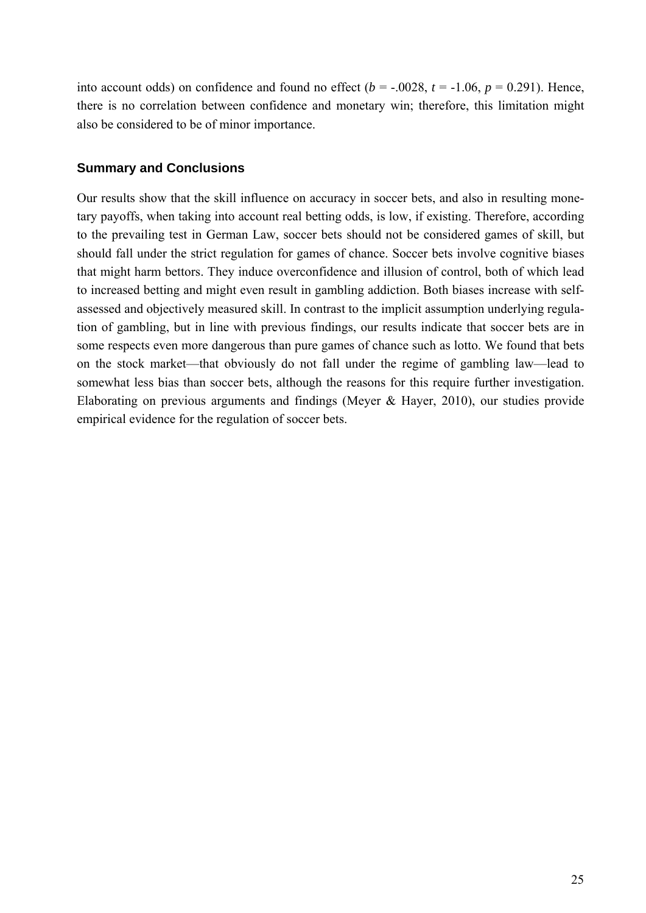into account odds) on confidence and found no effect ($b$ = -.0028, $t$ = -1.06, $p$ = 0.291). Hence, there is no correlation between confidence and monetary win; therefore, this limitation might also be considered to be of minor importance.

## Summary and Conclusions

Our results show that the skill influence on accuracy in soccer bets, and also in resulting monetary payoffs, when taking into account real betting odds, is low, if existing. Therefore, according to the prevailing test in German Law, soccer bets should not be considered games of skill, but should fall under the strict regulation for games of chance. Soccer bets involve cognitive biases that might harm bettors. They induce overconfidence and illusion of control, both of which lead to increased betting and might even result in gambling addiction. Both biases increase with self-assessed and objectively measured skill. In contrast to the implicit assumption underlying regulation of gambling, but in line with previous findings, our results indicate that soccer bets are in some respects even more dangerous than pure games of chance such as lotto. We found that bets on the stock market—that obviously do not fall under the regime of gambling law—lead to somewhat less bias than soccer bets, although the reasons for this require further investigation. Elaborating on previous arguments and findings (Meyer & Hayer, 2010), our studies provide empirical evidence for the regulation of soccer bets.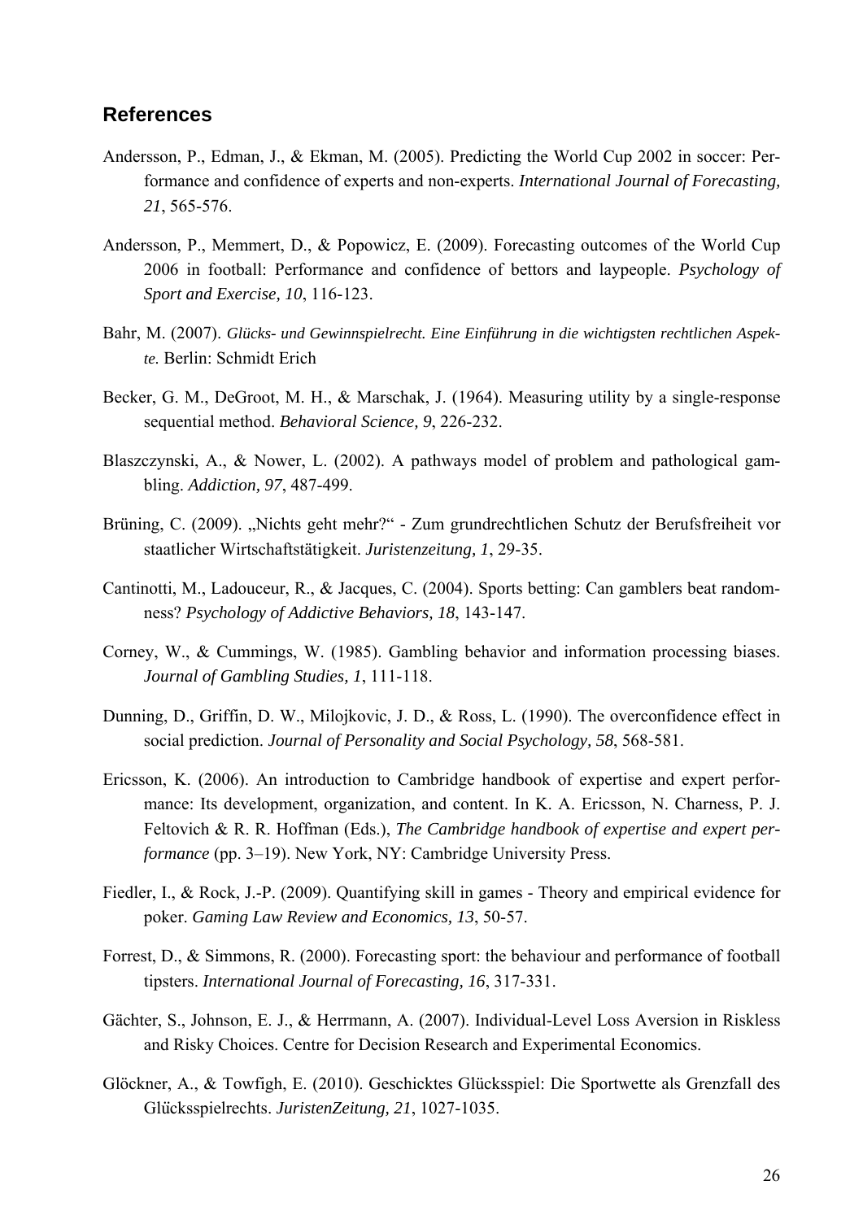## References

Andersson, P., Edman, J., & Ekman, M. (2005). Predicting the World Cup 2002 in soccer: Performance and confidence of experts and non-experts. *International Journal of Forecasting, 21*, 565-576.

Andersson, P., Memmert, D., & Popowicz, E. (2009). Forecasting outcomes of the World Cup 2006 in football: Performance and confidence of bettors and laypeople. *Psychology of Sport and Exercise, 10*, 116-123.

Bahr, M. (2007). *Glücks- und Gewinnspielrecht. Eine Einführung in die wichtigsten rechtlichen Aspekte.* Berlin: Schmidt Erich

Becker, G. M., DeGroot, M. H., & Marschak, J. (1964). Measuring utility by a single-response sequential method. *Behavioral Science, 9*, 226-232.

Blaszczynski, A., & Nower, L. (2002). A pathways model of problem and pathological gambling. *Addiction, 97*, 487-499.

Brüning, C. (2009). „Nichts geht mehr?" - Zum grundrechtlichen Schutz der Berufsfreiheit vor staatlicher Wirtschaftstätigkeit. *Juristenzeitung, 1*, 29-35.

Cantinotti, M., Ladouceur, R., & Jacques, C. (2004). Sports betting: Can gamblers beat randomness? *Psychology of Addictive Behaviors, 18*, 143-147.

Corney, W., & Cummings, W. (1985). Gambling behavior and information processing biases. *Journal of Gambling Studies, 1*, 111-118.

Dunning, D., Griffin, D. W., Milojkovic, J. D., & Ross, L. (1990). The overconfidence effect in social prediction. *Journal of Personality and Social Psychology, 58*, 568-581.

Ericsson, K. (2006). An introduction to Cambridge handbook of expertise and expert performance: Its development, organization, and content. In K. A. Ericsson, N. Charness, P. J. Feltovich & R. R. Hoffman (Eds.), *The Cambridge handbook of expertise and expert performance* (pp. 3–19). New York, NY: Cambridge University Press.

Fiedler, I., & Rock, J.-P. (2009). Quantifying skill in games - Theory and empirical evidence for poker. *Gaming Law Review and Economics, 13*, 50-57.

Forrest, D., & Simmons, R. (2000). Forecasting sport: the behaviour and performance of football tipsters. *International Journal of Forecasting, 16*, 317-331.

Gächter, S., Johnson, E. J., & Herrmann, A. (2007). Individual-Level Loss Aversion in Riskless and Risky Choices. Centre for Decision Research and Experimental Economics.

Glöckner, A., & Towfigh, E. (2010). Geschicktes Glücksspiel: Die Sportwette als Grenzfall des Glücksspielrechts. *JuristenZeitung, 21*, 1027-1035.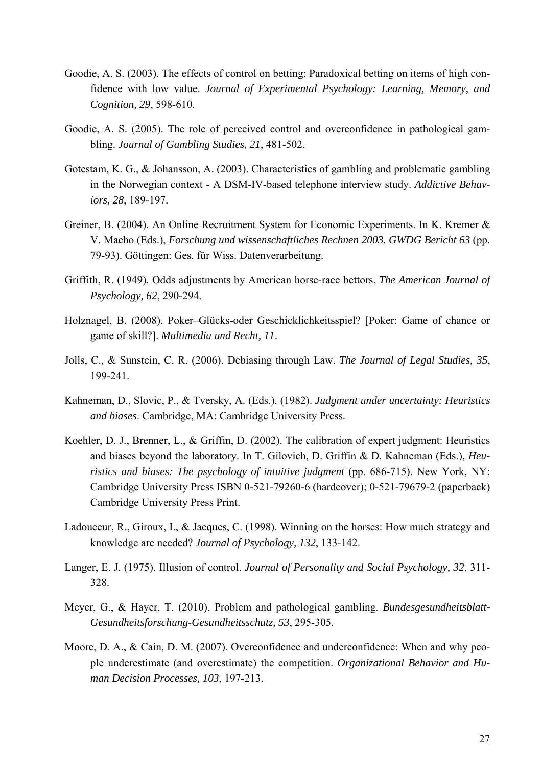Goodie, A. S. (2003). The effects of control on betting: Paradoxical betting on items of high confidence with low value. *Journal of Experimental Psychology: Learning, Memory, and Cognition, 29*, 598-610.

Goodie, A. S. (2005). The role of perceived control and overconfidence in pathological gambling. *Journal of Gambling Studies, 21*, 481-502.

Gotestam, K. G., & Johansson, A. (2003). Characteristics of gambling and problematic gambling in the Norwegian context - A DSM-IV-based telephone interview study. *Addictive Behaviors, 28*, 189-197.

Greiner, B. (2004). An Online Recruitment System for Economic Experiments. In K. Kremer & V. Macho (Eds.), *Forschung und wissenschaftliches Rechnen 2003. GWDG Bericht 63* (pp. 79-93). Göttingen: Ges. für Wiss. Datenverarbeitung.

Griffith, R. (1949). Odds adjustments by American horse-race bettors. *The American Journal of Psychology, 62*, 290-294.

Holznagel, B. (2008). Poker–Glücks-oder Geschicklichkeitsspiel? [Poker: Game of chance or game of skill?]. *Multimedia und Recht, 11*.

Jolls, C., & Sunstein, C. R. (2006). Debiasing through Law. *The Journal of Legal Studies, 35*, 199-241.

Kahneman, D., Slovic, P., & Tversky, A. (Eds.). (1982). *Judgment under uncertainty: Heuristics and biases*. Cambridge, MA: Cambridge University Press.

Koehler, D. J., Brenner, L., & Griffin, D. (2002). The calibration of expert judgment: Heuristics and biases beyond the laboratory. In T. Gilovich, D. Griffin & D. Kahneman (Eds.), *Heuristics and biases: The psychology of intuitive judgment* (pp. 686-715). New York, NY: Cambridge University Press ISBN 0-521-79260-6 (hardcover); 0-521-79679-2 (paperback) Cambridge University Press Print.

Ladouceur, R., Giroux, I., & Jacques, C. (1998). Winning on the horses: How much strategy and knowledge are needed? *Journal of Psychology, 132*, 133-142.

Langer, E. J. (1975). Illusion of control. *Journal of Personality and Social Psychology, 32*, 311-328.

Meyer, G., & Hayer, T. (2010). Problem and pathological gambling. *Bundesgesundheitsblatt-Gesundheitsforschung-Gesundheitsschutz, 53*, 295-305.

Moore, D. A., & Cain, D. M. (2007). Overconfidence and underconfidence: When and why people underestimate (and overestimate) the competition. *Organizational Behavior and Human Decision Processes, 103*, 197-213.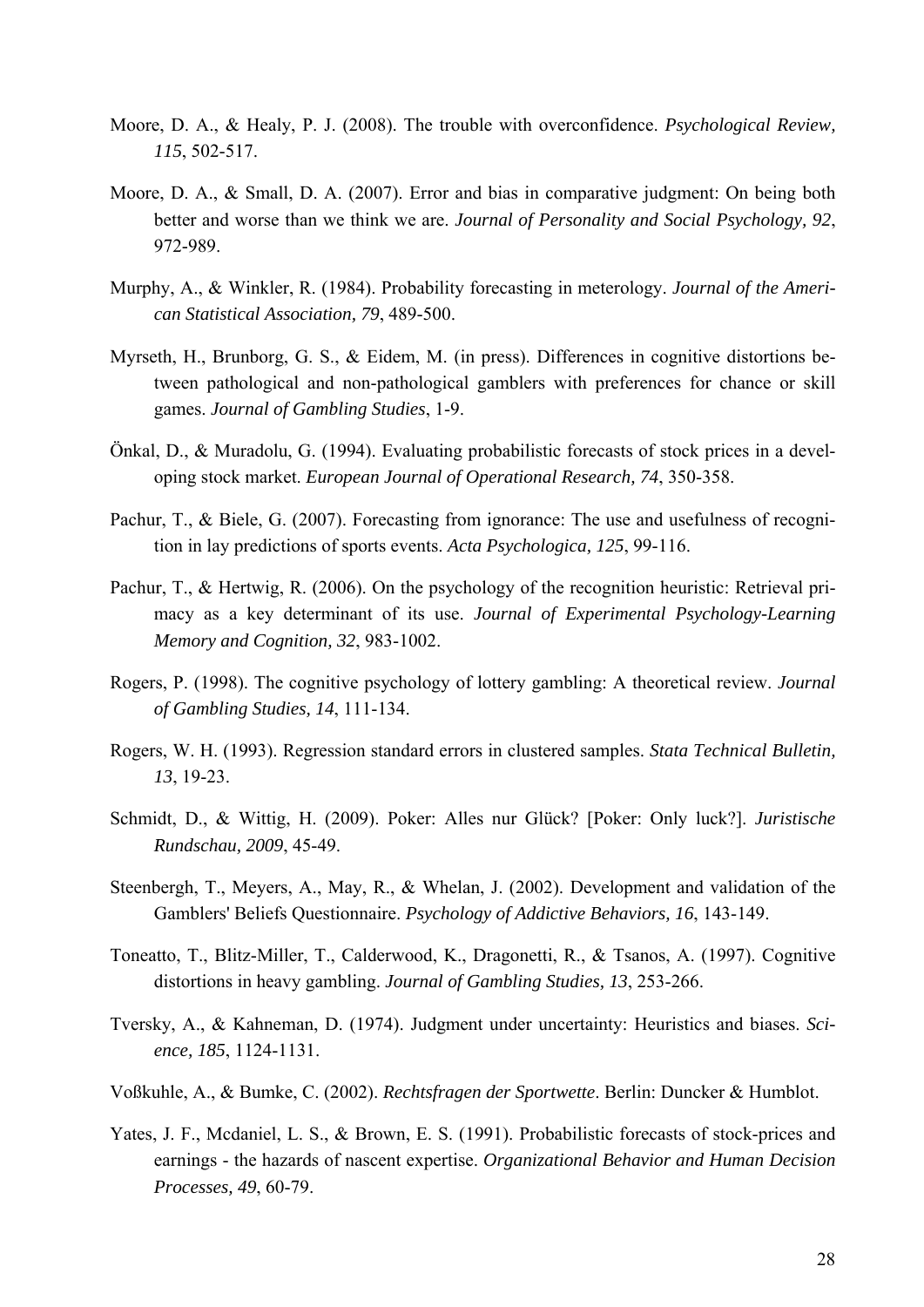Moore, D. A., & Healy, P. J. (2008). The trouble with overconfidence. *Psychological Review, 115*, 502-517.

Moore, D. A., & Small, D. A. (2007). Error and bias in comparative judgment: On being both better and worse than we think we are. *Journal of Personality and Social Psychology, 92*, 972-989.

Murphy, A., & Winkler, R. (1984). Probability forecasting in meterology. *Journal of the American Statistical Association, 79*, 489-500.

Myrseth, H., Brunborg, G. S., & Eidem, M. (in press). Differences in cognitive distortions between pathological and non-pathological gamblers with preferences for chance or skill games. *Journal of Gambling Studies*, 1-9.

Önkal, D., & Muradolu, G. (1994). Evaluating probabilistic forecasts of stock prices in a developing stock market. *European Journal of Operational Research, 74*, 350-358.

Pachur, T., & Biele, G. (2007). Forecasting from ignorance: The use and usefulness of recognition in lay predictions of sports events. *Acta Psychologica, 125*, 99-116.

Pachur, T., & Hertwig, R. (2006). On the psychology of the recognition heuristic: Retrieval primacy as a key determinant of its use. *Journal of Experimental Psychology-Learning Memory and Cognition, 32*, 983-1002.

Rogers, P. (1998). The cognitive psychology of lottery gambling: A theoretical review. *Journal of Gambling Studies, 14*, 111-134.

Rogers, W. H. (1993). Regression standard errors in clustered samples. *Stata Technical Bulletin, 13*, 19-23.

Schmidt, D., & Wittig, H. (2009). Poker: Alles nur Glück? [Poker: Only luck?]. *Juristische Rundschau, 2009*, 45-49.

Steenbergh, T., Meyers, A., May, R., & Whelan, J. (2002). Development and validation of the Gamblers' Beliefs Questionnaire. *Psychology of Addictive Behaviors, 16*, 143-149.

Toneatto, T., Blitz-Miller, T., Calderwood, K., Dragonetti, R., & Tsanos, A. (1997). Cognitive distortions in heavy gambling. *Journal of Gambling Studies, 13*, 253-266.

Tversky, A., & Kahneman, D. (1974). Judgment under uncertainty: Heuristics and biases. *Science, 185*, 1124-1131.

Voßkuhle, A., & Bumke, C. (2002). *Rechtsfragen der Sportwette*. Berlin: Duncker & Humblot.

Yates, J. F., Mcdaniel, L. S., & Brown, E. S. (1991). Probabilistic forecasts of stock-prices and earnings - the hazards of nascent expertise. *Organizational Behavior and Human Decision Processes, 49*, 60-79.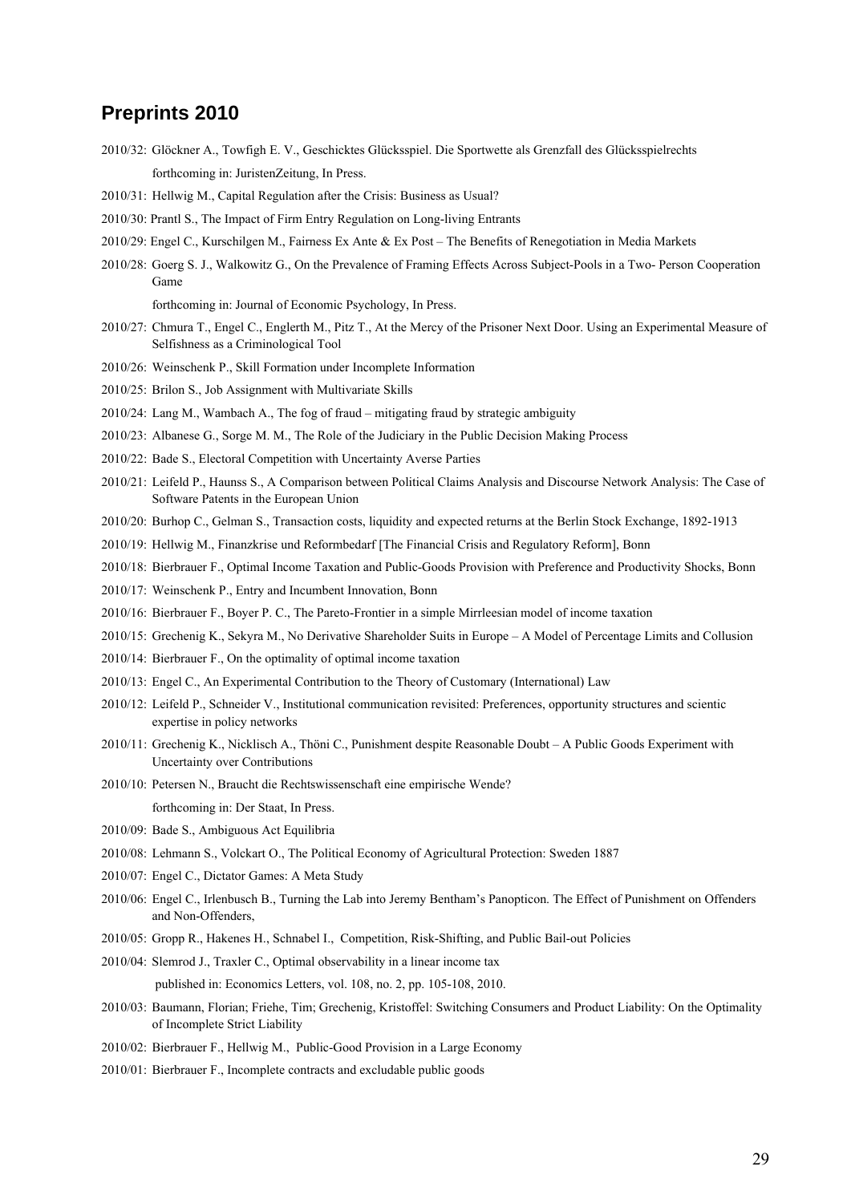## Preprints 2010

2010/32: Glöckner A., Towfigh E. V., Geschicktes Glücksspiel. Die Sportwette als Grenzfall des Glücksspielrechts
forthcoming in: JuristenZeitung, In Press.

2010/31: Hellwig M., Capital Regulation after the Crisis: Business as Usual?

2010/30: Prantl S., The Impact of Firm Entry Regulation on Long-living Entrants

2010/29: Engel C., Kurschilgen M., Fairness Ex Ante & Ex Post – The Benefits of Renegotiation in Media Markets

2010/28: Goerg S. J., Walkowitz G., On the Prevalence of Framing Effects Across Subject-Pools in a Two- Person Cooperation Game
forthcoming in: Journal of Economic Psychology, In Press.

2010/27: Chmura T., Engel C., Englerth M., Pitz T., At the Mercy of the Prisoner Next Door. Using an Experimental Measure of Selfishness as a Criminological Tool

2010/26: Weinschenk P., Skill Formation under Incomplete Information

2010/25: Brilon S., Job Assignment with Multivariate Skills

2010/24: Lang M., Wambach A., The fog of fraud – mitigating fraud by strategic ambiguity

2010/23: Albanese G., Sorge M. M., The Role of the Judiciary in the Public Decision Making Process

2010/22: Bade S., Electoral Competition with Uncertainty Averse Parties

2010/21: Leifeld P., Haunss S., A Comparison between Political Claims Analysis and Discourse Network Analysis: The Case of Software Patents in the European Union

2010/20: Burhop C., Gelman S., Transaction costs, liquidity and expected returns at the Berlin Stock Exchange, 1892-1913

2010/19: Hellwig M., Finanzkrise und Reformbedarf [The Financial Crisis and Regulatory Reform], Bonn

2010/18: Bierbrauer F., Optimal Income Taxation and Public-Goods Provision with Preference and Productivity Shocks, Bonn

2010/17: Weinschenk P., Entry and Incumbent Innovation, Bonn

2010/16: Bierbrauer F., Boyer P. C., The Pareto-Frontier in a simple Mirrleesian model of income taxation

2010/15: Grechenig K., Sekyra M., No Derivative Shareholder Suits in Europe – A Model of Percentage Limits and Collusion

2010/14: Bierbrauer F., On the optimality of optimal income taxation

2010/13: Engel C., An Experimental Contribution to the Theory of Customary (International) Law

2010/12: Leifeld P., Schneider V., Institutional communication revisited: Preferences, opportunity structures and scientic expertise in policy networks

2010/11: Grechenig K., Nicklisch A., Thöni C., Punishment despite Reasonable Doubt – A Public Goods Experiment with Uncertainty over Contributions

2010/10: Petersen N., Braucht die Rechtswissenschaft eine empirische Wende?
forthcoming in: Der Staat, In Press.

2010/09: Bade S., Ambiguous Act Equilibria

2010/08: Lehmann S., Volckart O., The Political Economy of Agricultural Protection: Sweden 1887

2010/07: Engel C., Dictator Games: A Meta Study

2010/06: Engel C., Irlenbusch B., Turning the Lab into Jeremy Bentham's Panopticon. The Effect of Punishment on Offenders and Non-Offenders,

2010/05: Gropp R., Hakenes H., Schnabel I., Competition, Risk-Shifting, and Public Bail-out Policies

2010/04: Slemrod J., Traxler C., Optimal observability in a linear income tax
published in: Economics Letters, vol. 108, no. 2, pp. 105-108, 2010.

2010/03: Baumann, Florian; Friehe, Tim; Grechenig, Kristoffel: Switching Consumers and Product Liability: On the Optimality of Incomplete Strict Liability

2010/02: Bierbrauer F., Hellwig M., Public-Good Provision in a Large Economy

2010/01: Bierbrauer F., Incomplete contracts and excludable public goods